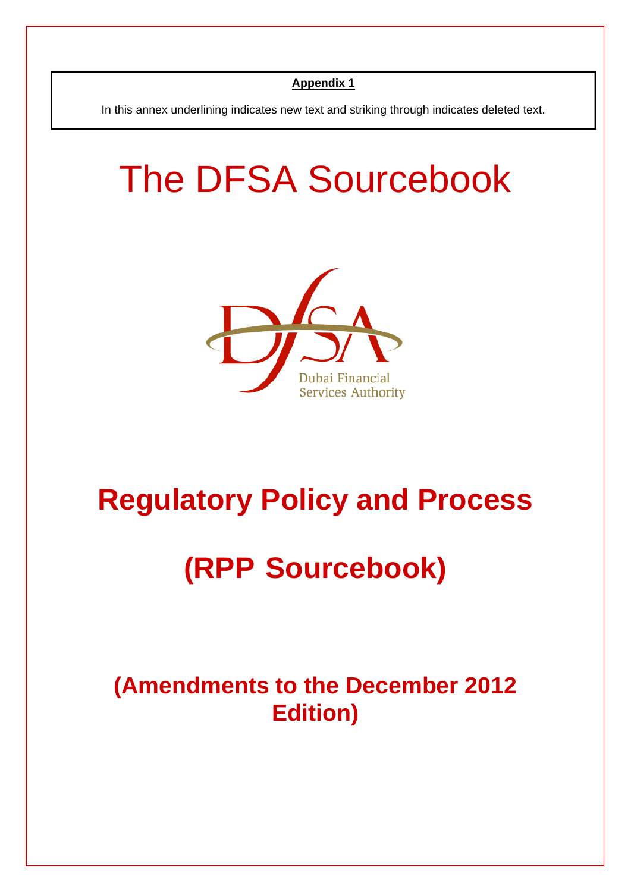**Appendix 1**

In this annex underlining indicates new text and striking through indicates deleted text.

# The DFSA Sourcebook

Dubai Financial Services Authority

# Regulatory Policy and Process

# (RPP Sourcebook)

## (Amendments to the December 2012 Edition)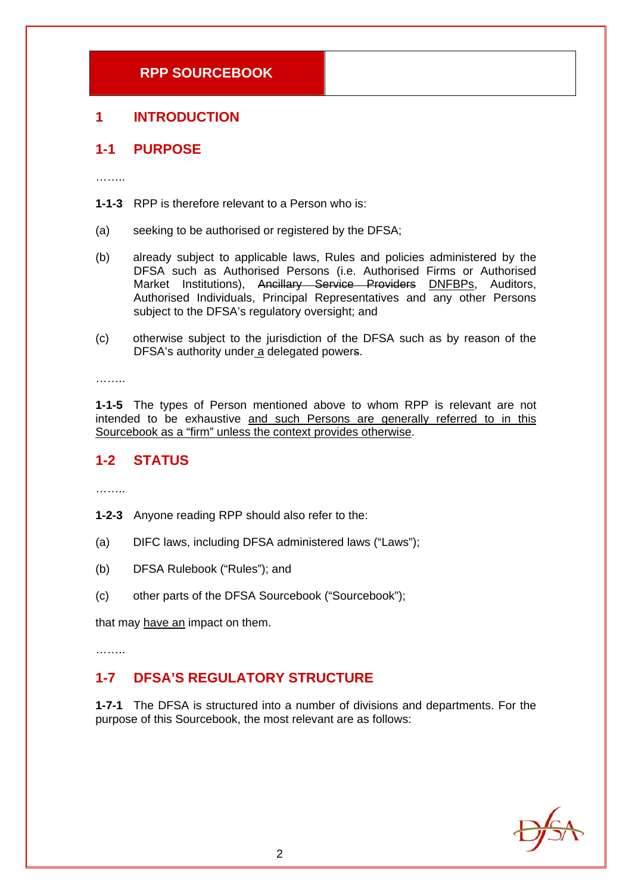## RPP SOURCEBOOK

# 1 INTRODUCTION

## 1-1 PURPOSE

……..

**1-1-3** RPP is therefore relevant to a Person who is:

(a) seeking to be authorised or registered by the DFSA;

(b) already subject to applicable laws, Rules and policies administered by the DFSA such as Authorised Persons (i.e. Authorised Firms or Authorised Market Institutions), ~~Ancillary Service Providers~~ <u>DNFBPs</u>, Auditors, Authorised Individuals, Principal Representatives and any other Persons subject to the DFSA's regulatory oversight; and

(c) otherwise subject to the jurisdiction of the DFSA such as by reason of the DFSA's authority under <u>a</u> delegated power~~s~~.

……..

**1-1-5** The types of Person mentioned above to whom RPP is relevant are not intended to be exhaustive <u>and such Persons are generally referred to in this Sourcebook as a "firm" unless the context provides otherwise</u>.

## 1-2 STATUS

……..

**1-2-3** Anyone reading RPP should also refer to the:

(a) DIFC laws, including DFSA administered laws ("Laws");

(b) DFSA Rulebook ("Rules"); and

(c) other parts of the DFSA Sourcebook ("Sourcebook");

that may <u>have an</u> impact on them.

……..

## 1-7 DFSA'S REGULATORY STRUCTURE

**1-7-1** The DFSA is structured into a number of divisions and departments. For the purpose of this Sourcebook, the most relevant are as follows: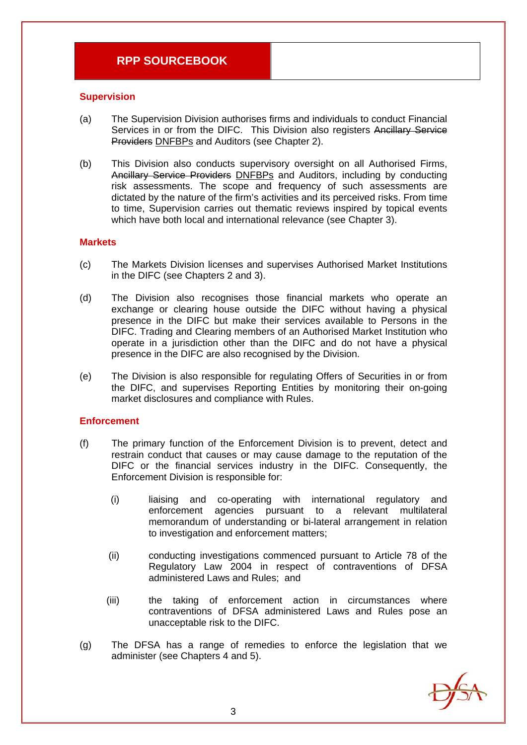## Supervision

(a) The Supervision Division authorises firms and individuals to conduct Financial Services in or from the DIFC. This Division also registers ~~Ancillary Service Providers~~ <u>DNFBPs</u> and Auditors (see Chapter 2).

(b) This Division also conducts supervisory oversight on all Authorised Firms, ~~Ancillary Service Providers~~ <u>DNFBPs</u> and Auditors, including by conducting risk assessments. The scope and frequency of such assessments are dictated by the nature of the firm's activities and its perceived risks. From time to time, Supervision carries out thematic reviews inspired by topical events which have both local and international relevance (see Chapter 3).

## Markets

(c) The Markets Division licenses and supervises Authorised Market Institutions in the DIFC (see Chapters 2 and 3).

(d) The Division also recognises those financial markets who operate an exchange or clearing house outside the DIFC without having a physical presence in the DIFC but make their services available to Persons in the DIFC. Trading and Clearing members of an Authorised Market Institution who operate in a jurisdiction other than the DIFC and do not have a physical presence in the DIFC are also recognised by the Division.

(e) The Division is also responsible for regulating Offers of Securities in or from the DIFC, and supervises Reporting Entities by monitoring their on-going market disclosures and compliance with Rules.

## Enforcement

(f) The primary function of the Enforcement Division is to prevent, detect and restrain conduct that causes or may cause damage to the reputation of the DIFC or the financial services industry in the DIFC. Consequently, the Enforcement Division is responsible for:

   (i) liaising and co-operating with international regulatory and enforcement agencies pursuant to a relevant multilateral memorandum of understanding or bi-lateral arrangement in relation to investigation and enforcement matters;

   (ii) conducting investigations commenced pursuant to Article 78 of the Regulatory Law 2004 in respect of contraventions of DFSA administered Laws and Rules; and

   (iii) the taking of enforcement action in circumstances where contraventions of DFSA administered Laws and Rules pose an unacceptable risk to the DIFC.

(g) The DFSA has a range of remedies to enforce the legislation that we administer (see Chapters 4 and 5).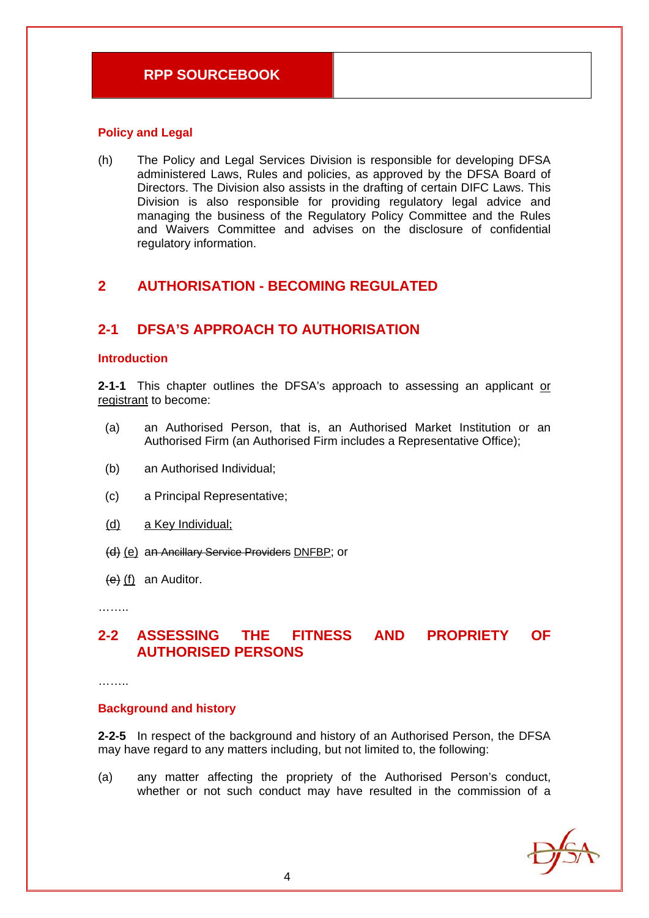### Policy and Legal

(h) The Policy and Legal Services Division is responsible for developing DFSA administered Laws, Rules and policies, as approved by the DFSA Board of Directors. The Division also assists in the drafting of certain DIFC Laws. This Division is also responsible for providing regulatory legal advice and managing the business of the Regulatory Policy Committee and the Rules and Waivers Committee and advises on the disclosure of confidential regulatory information.

## 2 AUTHORISATION - BECOMING REGULATED

## 2-1 DFSA'S APPROACH TO AUTHORISATION

### Introduction

**2-1-1** This chapter outlines the DFSA's approach to assessing an applicant <u>or registrant</u> to become:

(a) an Authorised Person, that is, an Authorised Market Institution or an Authorised Firm (an Authorised Firm includes a Representative Office);

(b) an Authorised Individual;

(c) a Principal Representative;

<u>(d)</u> <u>a Key Individual;</u>

~~(d)~~ <u>(e)</u> ~~an Ancillary Service Providers~~ <u>DNFBP</u>; or

~~(e)~~ <u>(f)</u> an Auditor.

……..

## 2-2 ASSESSING THE FITNESS AND PROPRIETY OF AUTHORISED PERSONS

……..

### Background and history

**2-2-5** In respect of the background and history of an Authorised Person, the DFSA may have regard to any matters including, but not limited to, the following:

(a) any matter affecting the propriety of the Authorised Person's conduct, whether or not such conduct may have resulted in the commission of a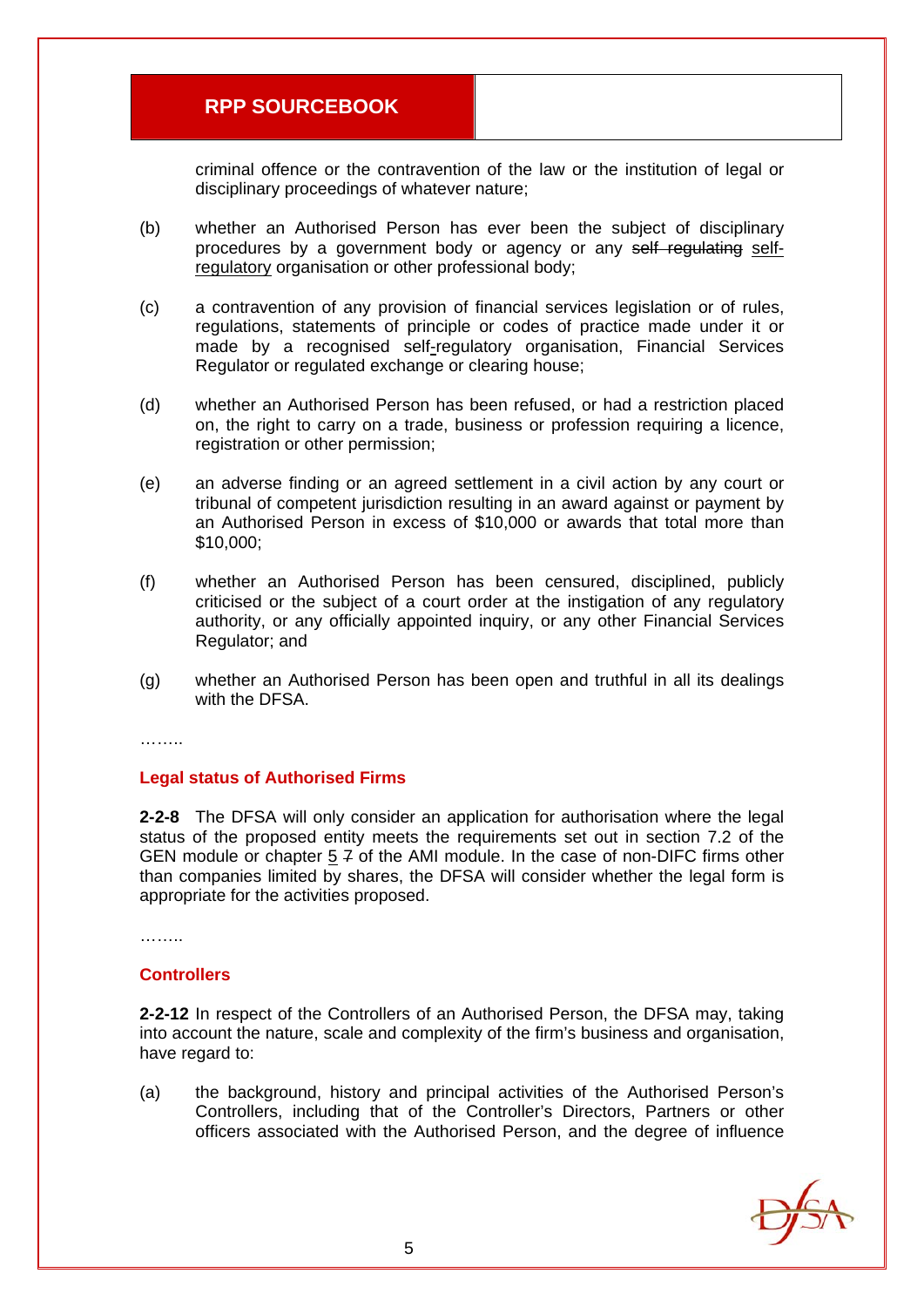criminal offence or the contravention of the law or the institution of legal or disciplinary proceedings of whatever nature;

(b) whether an Authorised Person has ever been the subject of disciplinary procedures by a government body or agency or any ~~self regulating~~ self-regulatory organisation or other professional body;

(c) a contravention of any provision of financial services legislation or of rules, regulations, statements of principle or codes of practice made under it or made by a recognised self-regulatory organisation, Financial Services Regulator or regulated exchange or clearing house;

(d) whether an Authorised Person has been refused, or had a restriction placed on, the right to carry on a trade, business or profession requiring a licence, registration or other permission;

(e) an adverse finding or an agreed settlement in a civil action by any court or tribunal of competent jurisdiction resulting in an award against or payment by an Authorised Person in excess of $10,000 or awards that total more than $10,000;

(f) whether an Authorised Person has been censured, disciplined, publicly criticised or the subject of a court order at the instigation of any regulatory authority, or any officially appointed inquiry, or any other Financial Services Regulator; and

(g) whether an Authorised Person has been open and truthful in all its dealings with the DFSA.

……..

### Legal status of Authorised Firms

**2-2-8** The DFSA will only consider an application for authorisation where the legal status of the proposed entity meets the requirements set out in section 7.2 of the GEN module or chapter 5 ~~7~~ of the AMI module. In the case of non-DIFC firms other than companies limited by shares, the DFSA will consider whether the legal form is appropriate for the activities proposed.

……..

### Controllers

**2-2-12** In respect of the Controllers of an Authorised Person, the DFSA may, taking into account the nature, scale and complexity of the firm's business and organisation, have regard to:

(a) the background, history and principal activities of the Authorised Person's Controllers, including that of the Controller's Directors, Partners or other officers associated with the Authorised Person, and the degree of influence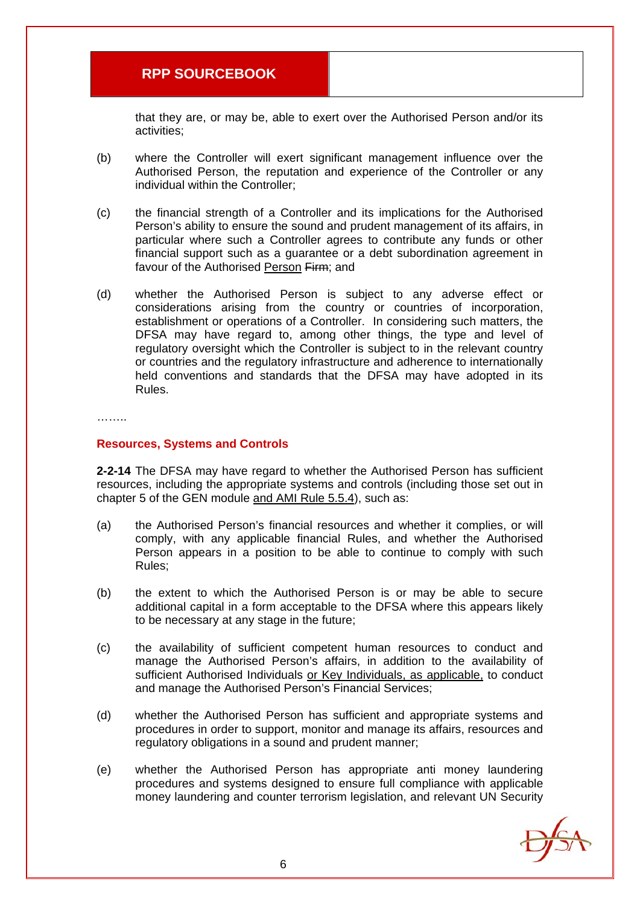that they are, or may be, able to exert over the Authorised Person and/or its activities;

(b) where the Controller will exert significant management influence over the Authorised Person, the reputation and experience of the Controller or any individual within the Controller;

(c) the financial strength of a Controller and its implications for the Authorised Person's ability to ensure the sound and prudent management of its affairs, in particular where such a Controller agrees to contribute any funds or other financial support such as a guarantee or a debt subordination agreement in favour of the Authorised <u>Person</u> ~~Firm~~; and

(d) whether the Authorised Person is subject to any adverse effect or considerations arising from the country or countries of incorporation, establishment or operations of a Controller. In considering such matters, the DFSA may have regard to, among other things, the type and level of regulatory oversight which the Controller is subject to in the relevant country or countries and the regulatory infrastructure and adherence to internationally held conventions and standards that the DFSA may have adopted in its Rules.

……..

### Resources, Systems and Controls

**2-2-14** The DFSA may have regard to whether the Authorised Person has sufficient resources, including the appropriate systems and controls (including those set out in chapter 5 of the GEN module <u>and AMI Rule 5.5.4</u>), such as:

(a) the Authorised Person's financial resources and whether it complies, or will comply, with any applicable financial Rules, and whether the Authorised Person appears in a position to be able to continue to comply with such Rules;

(b) the extent to which the Authorised Person is or may be able to secure additional capital in a form acceptable to the DFSA where this appears likely to be necessary at any stage in the future;

(c) the availability of sufficient competent human resources to conduct and manage the Authorised Person's affairs, in addition to the availability of sufficient Authorised Individuals <u>or Key Individuals, as applicable,</u> to conduct and manage the Authorised Person's Financial Services;

(d) whether the Authorised Person has sufficient and appropriate systems and procedures in order to support, monitor and manage its affairs, resources and regulatory obligations in a sound and prudent manner;

(e) whether the Authorised Person has appropriate anti money laundering procedures and systems designed to ensure full compliance with applicable money laundering and counter terrorism legislation, and relevant UN Security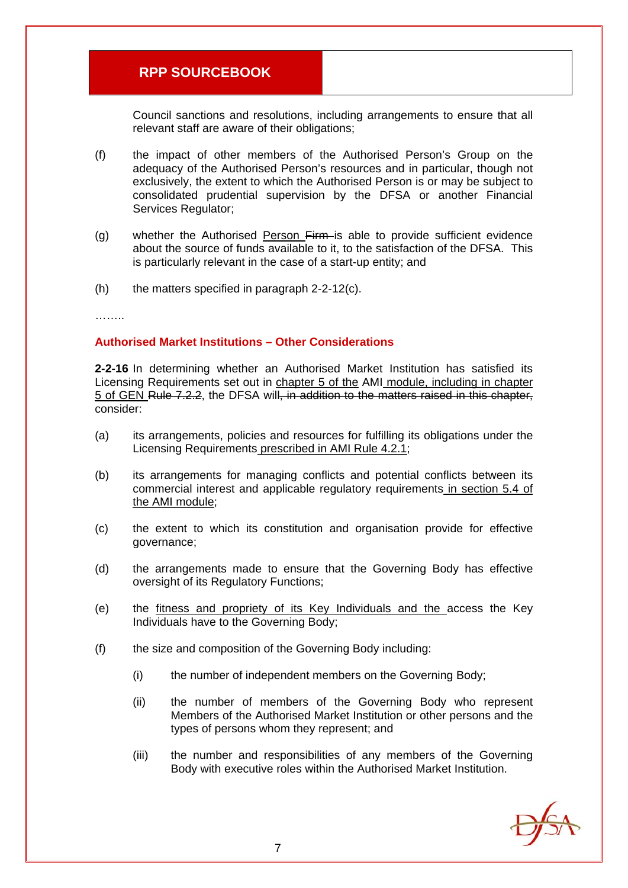Council sanctions and resolutions, including arrangements to ensure that all relevant staff are aware of their obligations;

(f) the impact of other members of the Authorised Person's Group on the adequacy of the Authorised Person's resources and in particular, though not exclusively, the extent to which the Authorised Person is or may be subject to consolidated prudential supervision by the DFSA or another Financial Services Regulator;

(g) whether the Authorised <u>Person</u> ~~Firm~~ is able to provide sufficient evidence about the source of funds available to it, to the satisfaction of the DFSA. This is particularly relevant in the case of a start-up entity; and

(h) the matters specified in paragraph 2-2-12(c).

……..

### Authorised Market Institutions – Other Considerations

**2-2-16** In determining whether an Authorised Market Institution has satisfied its Licensing Requirements set out in <u>chapter 5 of the</u> AMI <u>module, including in chapter 5 of GEN</u> ~~Rule 7.2.2~~, the DFSA will~~, in addition to the matters raised in this chapter,~~ consider:

(a) its arrangements, policies and resources for fulfilling its obligations under the Licensing Requirements <u>prescribed in AMI Rule 4.2.1</u>;

(b) its arrangements for managing conflicts and potential conflicts between its commercial interest and applicable regulatory requirements <u>in section 5.4 of the AMI module</u>;

(c) the extent to which its constitution and organisation provide for effective governance;

(d) the arrangements made to ensure that the Governing Body has effective oversight of its Regulatory Functions;

(e) the <u>fitness and propriety of its Key Individuals and the</u> access the Key Individuals have to the Governing Body;

(f) the size and composition of the Governing Body including:

  (i) the number of independent members on the Governing Body;

  (ii) the number of members of the Governing Body who represent Members of the Authorised Market Institution or other persons and the types of persons whom they represent; and

  (iii) the number and responsibilities of any members of the Governing Body with executive roles within the Authorised Market Institution.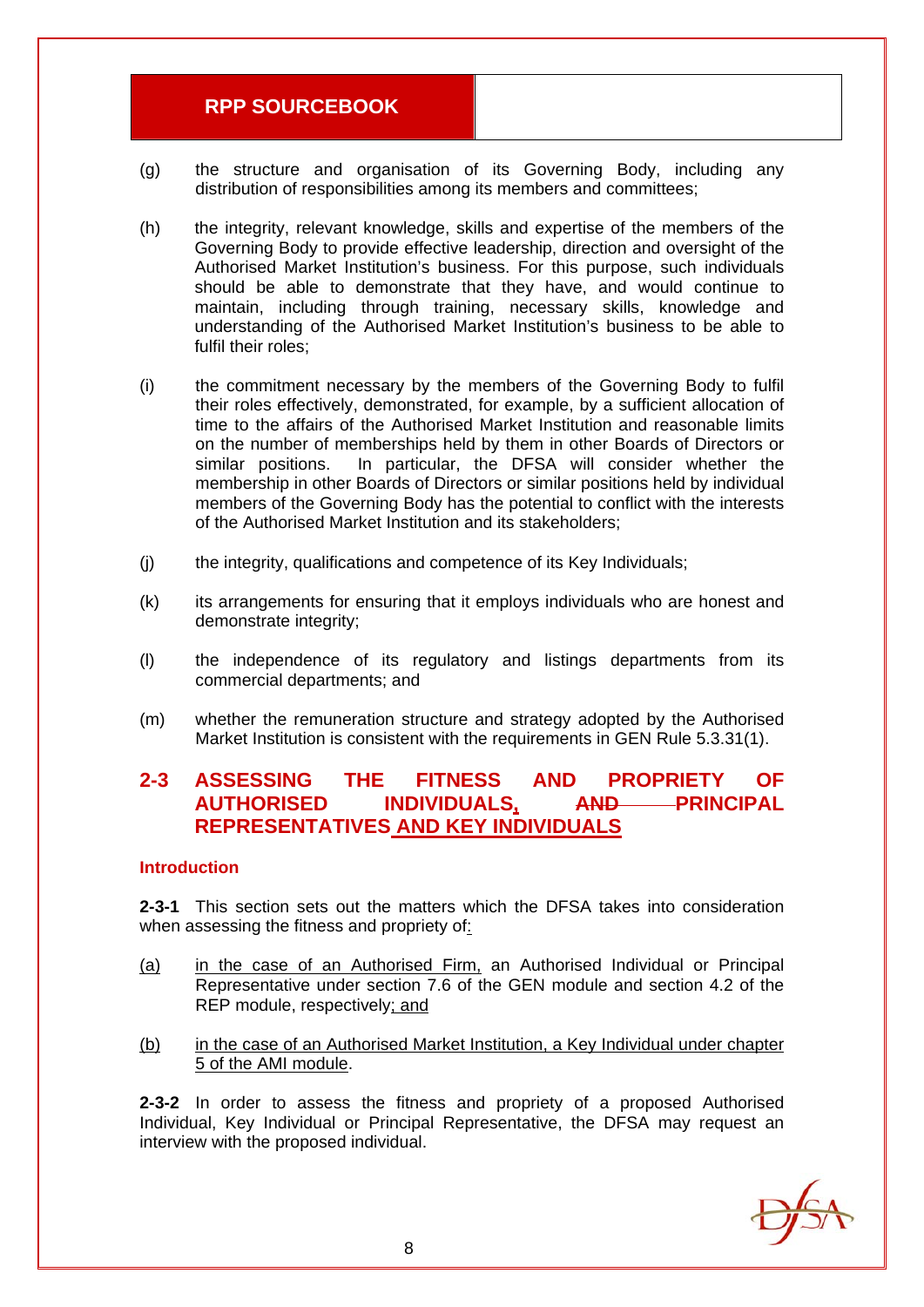(g) the structure and organisation of its Governing Body, including any distribution of responsibilities among its members and committees;

(h) the integrity, relevant knowledge, skills and expertise of the members of the Governing Body to provide effective leadership, direction and oversight of the Authorised Market Institution's business. For this purpose, such individuals should be able to demonstrate that they have, and would continue to maintain, including through training, necessary skills, knowledge and understanding of the Authorised Market Institution's business to be able to fulfil their roles;

(i) the commitment necessary by the members of the Governing Body to fulfil their roles effectively, demonstrated, for example, by a sufficient allocation of time to the affairs of the Authorised Market Institution and reasonable limits on the number of memberships held by them in other Boards of Directors or similar positions. In particular, the DFSA will consider whether the membership in other Boards of Directors or similar positions held by individual members of the Governing Body has the potential to conflict with the interests of the Authorised Market Institution and its stakeholders;

(j) the integrity, qualifications and competence of its Key Individuals;

(k) its arrangements for ensuring that it employs individuals who are honest and demonstrate integrity;

(l) the independence of its regulatory and listings departments from its commercial departments; and

(m) whether the remuneration structure and strategy adopted by the Authorised Market Institution is consistent with the requirements in GEN Rule 5.3.31(1).

## 2-3 ASSESSING THE FITNESS AND PROPRIETY OF AUTHORISED INDIVIDUALS, ~~AND~~ PRINCIPAL REPRESENTATIVES AND KEY INDIVIDUALS

### Introduction

**2-3-1** This section sets out the matters which the DFSA takes into consideration when assessing the fitness and propriety of:

(a) in the case of an Authorised Firm, an Authorised Individual or Principal Representative under section 7.6 of the GEN module and section 4.2 of the REP module, respectively; and

(b) in the case of an Authorised Market Institution, a Key Individual under chapter 5 of the AMI module.

**2-3-2** In order to assess the fitness and propriety of a proposed Authorised Individual, Key Individual or Principal Representative, the DFSA may request an interview with the proposed individual.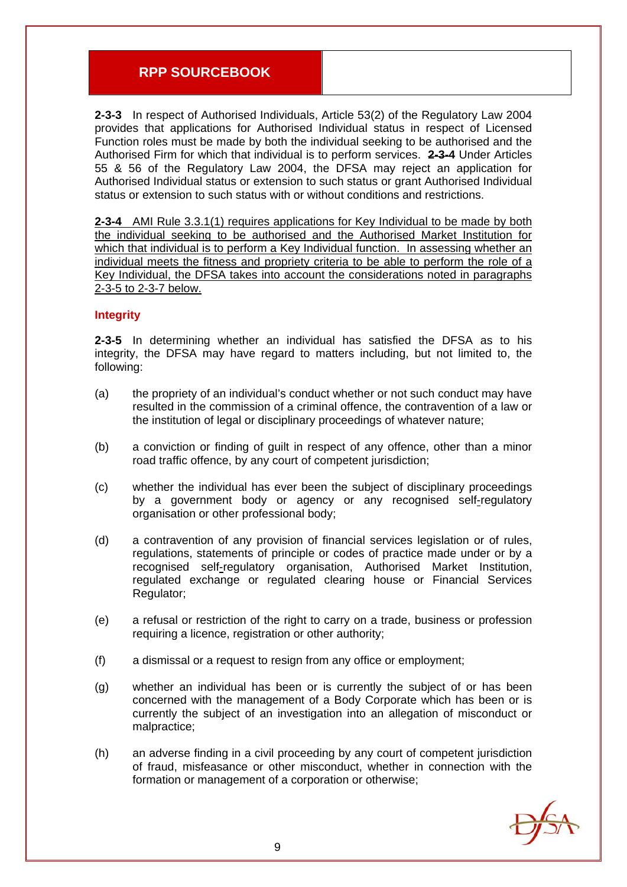**2-3-3** In respect of Authorised Individuals, Article 53(2) of the Regulatory Law 2004 provides that applications for Authorised Individual status in respect of Licensed Function roles must be made by both the individual seeking to be authorised and the Authorised Firm for which that individual is to perform services. ~~**2-3-4**~~ Under Articles 55 & 56 of the Regulatory Law 2004, the DFSA may reject an application for Authorised Individual status or extension to such status or grant Authorised Individual status or extension to such status with or without conditions and restrictions.

<u>**2-3-4** AMI Rule 3.3.1(1) requires applications for Key Individual to be made by both the individual seeking to be authorised and the Authorised Market Institution for which that individual is to perform a Key Individual function. In assessing whether an individual meets the fitness and propriety criteria to be able to perform the role of a Key Individual, the DFSA takes into account the considerations noted in paragraphs 2-3-5 to 2-3-7 below.</u>

### Integrity

**2-3-5** In determining whether an individual has satisfied the DFSA as to his integrity, the DFSA may have regard to matters including, but not limited to, the following:

(a) the propriety of an individual's conduct whether or not such conduct may have resulted in the commission of a criminal offence, the contravention of a law or the institution of legal or disciplinary proceedings of whatever nature;

(b) a conviction or finding of guilt in respect of any offence, other than a minor road traffic offence, by any court of competent jurisdiction;

(c) whether the individual has ever been the subject of disciplinary proceedings by a government body or agency or any recognised self-regulatory organisation or other professional body;

(d) a contravention of any provision of financial services legislation or of rules, regulations, statements of principle or codes of practice made under or by a recognised self-regulatory organisation, Authorised Market Institution, regulated exchange or regulated clearing house or Financial Services Regulator;

(e) a refusal or restriction of the right to carry on a trade, business or profession requiring a licence, registration or other authority;

(f) a dismissal or a request to resign from any office or employment;

(g) whether an individual has been or is currently the subject of or has been concerned with the management of a Body Corporate which has been or is currently the subject of an investigation into an allegation of misconduct or malpractice;

(h) an adverse finding in a civil proceeding by any court of competent jurisdiction of fraud, misfeasance or other misconduct, whether in connection with the formation or management of a corporation or otherwise;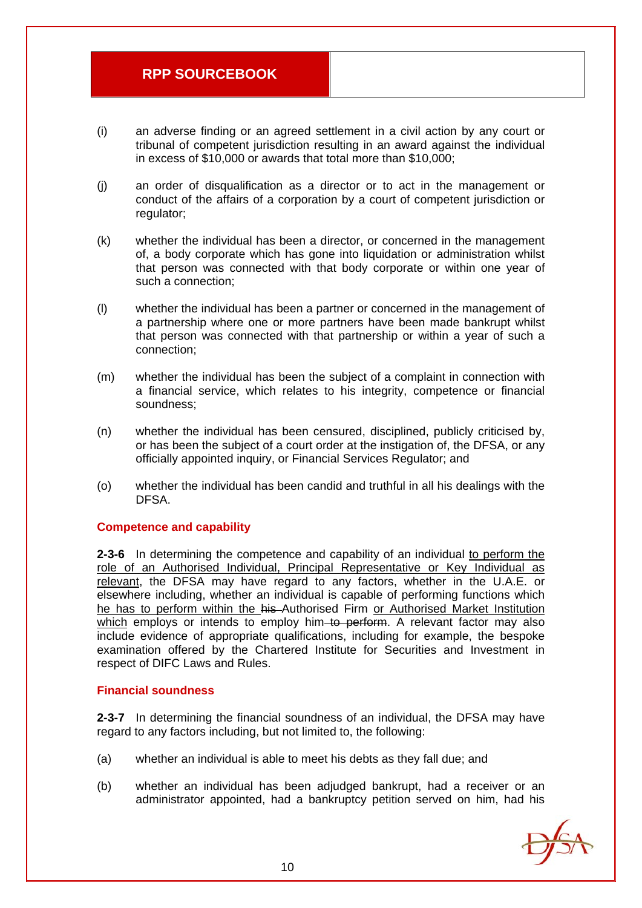(i) an adverse finding or an agreed settlement in a civil action by any court or tribunal of competent jurisdiction resulting in an award against the individual in excess of $10,000 or awards that total more than $10,000;

(j) an order of disqualification as a director or to act in the management or conduct of the affairs of a corporation by a court of competent jurisdiction or regulator;

(k) whether the individual has been a director, or concerned in the management of, a body corporate which has gone into liquidation or administration whilst that person was connected with that body corporate or within one year of such a connection;

(l) whether the individual has been a partner or concerned in the management of a partnership where one or more partners have been made bankrupt whilst that person was connected with that partnership or within a year of such a connection;

(m) whether the individual has been the subject of a complaint in connection with a financial service, which relates to his integrity, competence or financial soundness;

(n) whether the individual has been censured, disciplined, publicly criticised by, or has been the subject of a court order at the instigation of, the DFSA, or any officially appointed inquiry, or Financial Services Regulator; and

(o) whether the individual has been candid and truthful in all his dealings with the DFSA.

### Competence and capability

**2-3-6** In determining the competence and capability of an individual <u>to perform the role of an Authorised Individual, Principal Representative or Key Individual as relevant</u>, the DFSA may have regard to any factors, whether in the U.A.E. or elsewhere including, whether an individual is capable of performing functions which <u>he has to perform within the</u> ~~his~~ Authorised Firm <u>or Authorised Market Institution which</u> employs or intends to employ him ~~to perform~~. A relevant factor may also include evidence of appropriate qualifications, including for example, the bespoke examination offered by the Chartered Institute for Securities and Investment in respect of DIFC Laws and Rules.

### Financial soundness

**2-3-7** In determining the financial soundness of an individual, the DFSA may have regard to any factors including, but not limited to, the following:

(a) whether an individual is able to meet his debts as they fall due; and

(b) whether an individual has been adjudged bankrupt, had a receiver or an administrator appointed, had a bankruptcy petition served on him, had his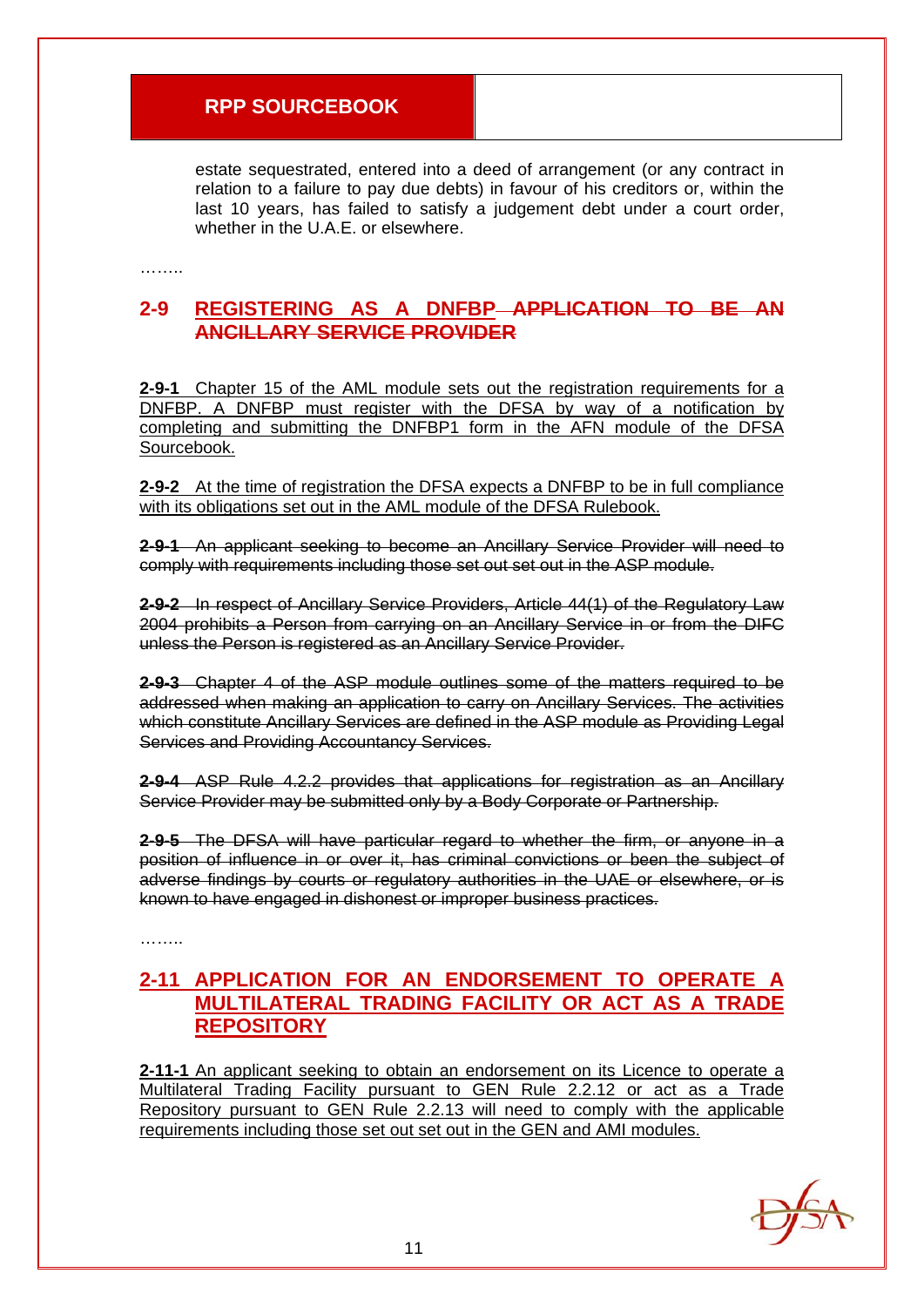estate sequestrated, entered into a deed of arrangement (or any contract in relation to a failure to pay due debts) in favour of his creditors or, within the last 10 years, has failed to satisfy a judgement debt under a court order, whether in the U.A.E. or elsewhere.

……..

## 2-9 <u>REGISTERING AS A DNFBP</u> ~~APPLICATION TO BE AN ANCILLARY SERVICE PROVIDER~~

<u>**2-9-1** Chapter 15 of the AML module sets out the registration requirements for a DNFBP. A DNFBP must register with the DFSA by way of a notification by completing and submitting the DNFBP1 form in the AFN module of the DFSA Sourcebook.</u>

<u>**2-9-2** At the time of registration the DFSA expects a DNFBP to be in full compliance with its obligations set out in the AML module of the DFSA Rulebook.</u>

~~**2-9-1** An applicant seeking to become an Ancillary Service Provider will need to comply with requirements including those set out set out in the ASP module.~~

~~**2-9-2** In respect of Ancillary Service Providers, Article 44(1) of the Regulatory Law 2004 prohibits a Person from carrying on an Ancillary Service in or from the DIFC unless the Person is registered as an Ancillary Service Provider.~~

~~**2-9-3** Chapter 4 of the ASP module outlines some of the matters required to be addressed when making an application to carry on Ancillary Services. The activities which constitute Ancillary Services are defined in the ASP module as Providing Legal Services and Providing Accountancy Services.~~

~~**2-9-4** ASP Rule 4.2.2 provides that applications for registration as an Ancillary Service Provider may be submitted only by a Body Corporate or Partnership.~~

~~**2-9-5** The DFSA will have particular regard to whether the firm, or anyone in a position of influence in or over it, has criminal convictions or been the subject of adverse findings by courts or regulatory authorities in the UAE or elsewhere, or is known to have engaged in dishonest or improper business practices.~~

……..

## <u>2-11 APPLICATION FOR AN ENDORSEMENT TO OPERATE A MULTILATERAL TRADING FACILITY OR ACT AS A TRADE REPOSITORY</u>

<u>**2-11-1** An applicant seeking to obtain an endorsement on its Licence to operate a Multilateral Trading Facility pursuant to GEN Rule 2.2.12 or act as a Trade Repository pursuant to GEN Rule 2.2.13 will need to comply with the applicable requirements including those set out set out in the GEN and AMI modules.</u>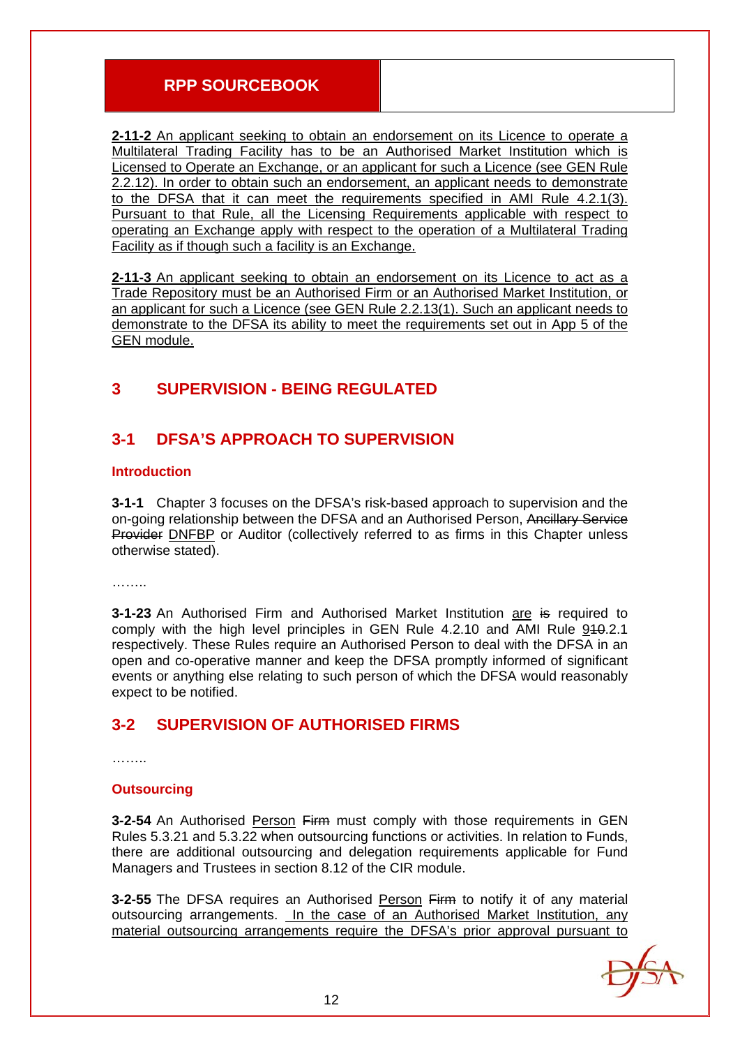**2-11-2** An applicant seeking to obtain an endorsement on its Licence to operate a Multilateral Trading Facility has to be an Authorised Market Institution which is Licensed to Operate an Exchange, or an applicant for such a Licence (see GEN Rule 2.2.12). In order to obtain such an endorsement, an applicant needs to demonstrate to the DFSA that it can meet the requirements specified in AMI Rule 4.2.1(3). Pursuant to that Rule, all the Licensing Requirements applicable with respect to operating an Exchange apply with respect to the operation of a Multilateral Trading Facility as if though such a facility is an Exchange.

**2-11-3** An applicant seeking to obtain an endorsement on its Licence to act as a Trade Repository must be an Authorised Firm or an Authorised Market Institution, or an applicant for such a Licence (see GEN Rule 2.2.13(1). Such an applicant needs to demonstrate to the DFSA its ability to meet the requirements set out in App 5 of the GEN module.

## 3 SUPERVISION - BEING REGULATED

## 3-1 DFSA'S APPROACH TO SUPERVISION

### Introduction

**3-1-1** Chapter 3 focuses on the DFSA's risk-based approach to supervision and the on-going relationship between the DFSA and an Authorised Person, ~~Ancillary Service Provider~~ DNFBP or Auditor (collectively referred to as firms in this Chapter unless otherwise stated).

……..

**3-1-23** An Authorised Firm and Authorised Market Institution are ~~is~~ required to comply with the high level principles in GEN Rule 4.2.10 and AMI Rule 9~~10~~.2.1 respectively. These Rules require an Authorised Person to deal with the DFSA in an open and co-operative manner and keep the DFSA promptly informed of significant events or anything else relating to such person of which the DFSA would reasonably expect to be notified.

## 3-2 SUPERVISION OF AUTHORISED FIRMS

……..

### Outsourcing

**3-2-54** An Authorised Person ~~Firm~~ must comply with those requirements in GEN Rules 5.3.21 and 5.3.22 when outsourcing functions or activities. In relation to Funds, there are additional outsourcing and delegation requirements applicable for Fund Managers and Trustees in section 8.12 of the CIR module.

**3-2-55** The DFSA requires an Authorised Person ~~Firm~~ to notify it of any material outsourcing arrangements. In the case of an Authorised Market Institution, any material outsourcing arrangements require the DFSA's prior approval pursuant to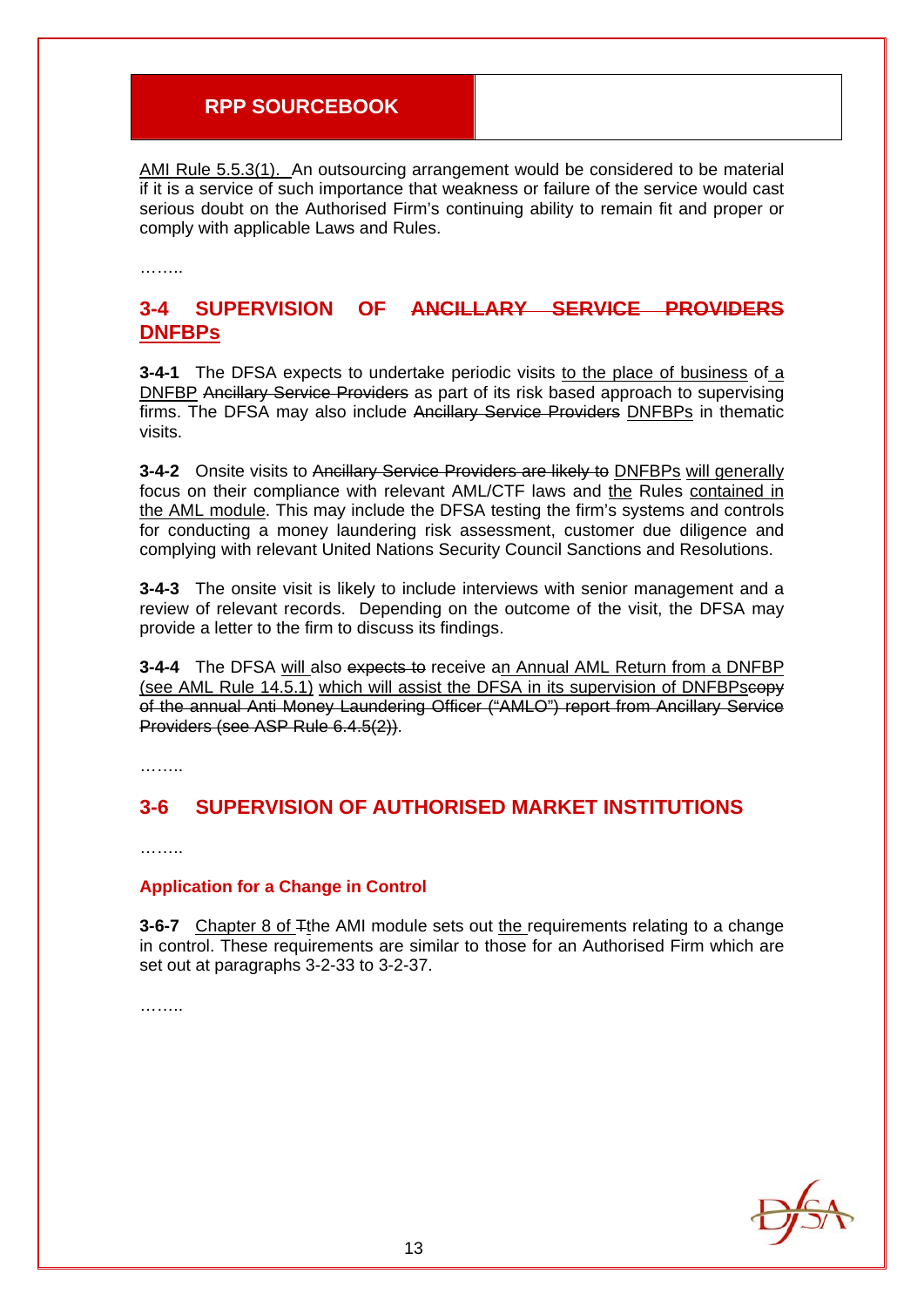AMI Rule 5.5.3(1). An outsourcing arrangement would be considered to be material if it is a service of such importance that weakness or failure of the service would cast serious doubt on the Authorised Firm's continuing ability to remain fit and proper or comply with applicable Laws and Rules.

……..

## 3-4 SUPERVISION OF ~~ANCILLARY SERVICE PROVIDERS~~ DNFBPs

**3-4-1** The DFSA expects to undertake periodic visits to the place of business of a DNFBP ~~Ancillary Service Providers~~ as part of its risk based approach to supervising firms. The DFSA may also include ~~Ancillary Service Providers~~ DNFBPs in thematic visits.

**3-4-2** Onsite visits to ~~Ancillary Service Providers are likely to~~ DNFBPs will generally focus on their compliance with relevant AML/CTF laws and the Rules contained in the AML module. This may include the DFSA testing the firm's systems and controls for conducting a money laundering risk assessment, customer due diligence and complying with relevant United Nations Security Council Sanctions and Resolutions.

**3-4-3** The onsite visit is likely to include interviews with senior management and a review of relevant records. Depending on the outcome of the visit, the DFSA may provide a letter to the firm to discuss its findings.

**3-4-4** The DFSA will also ~~expects to~~ receive an Annual AML Return from a DNFBP (see AML Rule 14.5.1) which will assist the DFSA in its supervision of DNFBPs~~copy of the annual Anti Money Laundering Officer ("AMLO") report from Ancillary Service Providers (see ASP Rule 6.4.5(2))~~.

……..

## 3-6 SUPERVISION OF AUTHORISED MARKET INSTITUTIONS

……..

### Application for a Change in Control

**3-6-7** Chapter 8 of ~~T~~the AMI module sets out the requirements relating to a change in control. These requirements are similar to those for an Authorised Firm which are set out at paragraphs 3-2-33 to 3-2-37.

……..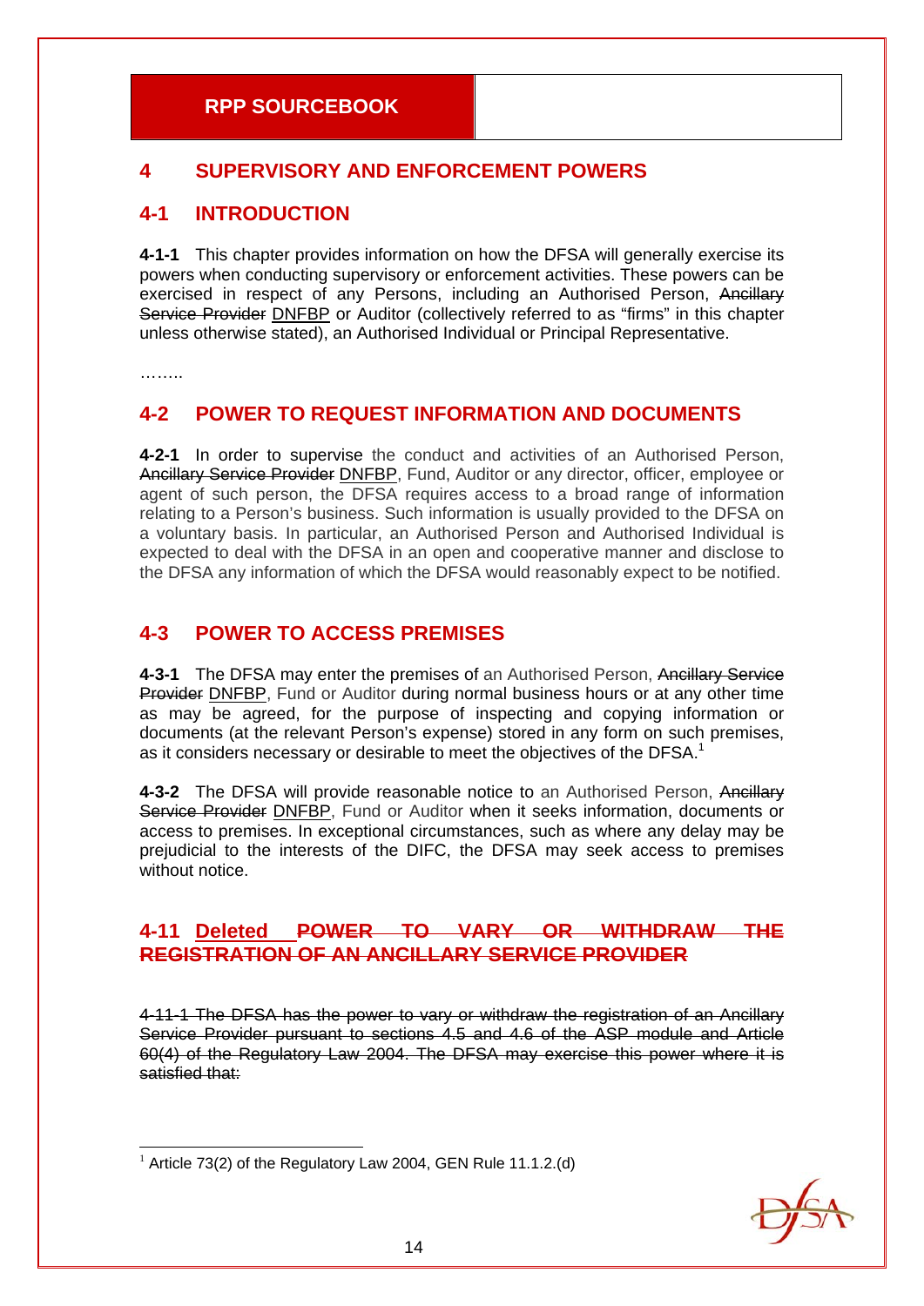**RPP SOURCEBOOK**

## 4 SUPERVISORY AND ENFORCEMENT POWERS

## 4-1 INTRODUCTION

**4-1-1** This chapter provides information on how the DFSA will generally exercise its powers when conducting supervisory or enforcement activities. These powers can be exercised in respect of any Persons, including an Authorised Person, ~~Ancillary Service Provider~~ <u>DNFBP</u> or Auditor (collectively referred to as "firms" in this chapter unless otherwise stated), an Authorised Individual or Principal Representative.

……..

## 4-2 POWER TO REQUEST INFORMATION AND DOCUMENTS

**4-2-1** In order to supervise the conduct and activities of an Authorised Person, ~~Ancillary Service Provider~~ <u>DNFBP</u>, Fund, Auditor or any director, officer, employee or agent of such person, the DFSA requires access to a broad range of information relating to a Person's business. Such information is usually provided to the DFSA on a voluntary basis. In particular, an Authorised Person and Authorised Individual is expected to deal with the DFSA in an open and cooperative manner and disclose to the DFSA any information of which the DFSA would reasonably expect to be notified.

## 4-3 POWER TO ACCESS PREMISES

**4-3-1** The DFSA may enter the premises of an Authorised Person, ~~Ancillary Service Provider~~ <u>DNFBP</u>, Fund or Auditor during normal business hours or at any other time as may be agreed, for the purpose of inspecting and copying information or documents (at the relevant Person's expense) stored in any form on such premises, as it considers necessary or desirable to meet the objectives of the DFSA.[1]

**4-3-2** The DFSA will provide reasonable notice to an Authorised Person, ~~Ancillary Service Provider~~ <u>DNFBP</u>, Fund or Auditor when it seeks information, documents or access to premises. In exceptional circumstances, such as where any delay may be prejudicial to the interests of the DIFC, the DFSA may seek access to premises without notice.

## 4-11 <u>Deleted</u> ~~POWER TO VARY OR WITHDRAW THE REGISTRATION OF AN ANCILLARY SERVICE PROVIDER~~

~~4-11-1 The DFSA has the power to vary or withdraw the registration of an Ancillary Service Provider pursuant to sections 4.5 and 4.6 of the ASP module and Article 60(4) of the Regulatory Law 2004. The DFSA may exercise this power where it is satisfied that:~~

[1] Article 73(2) of the Regulatory Law 2004, GEN Rule 11.1.2.(d)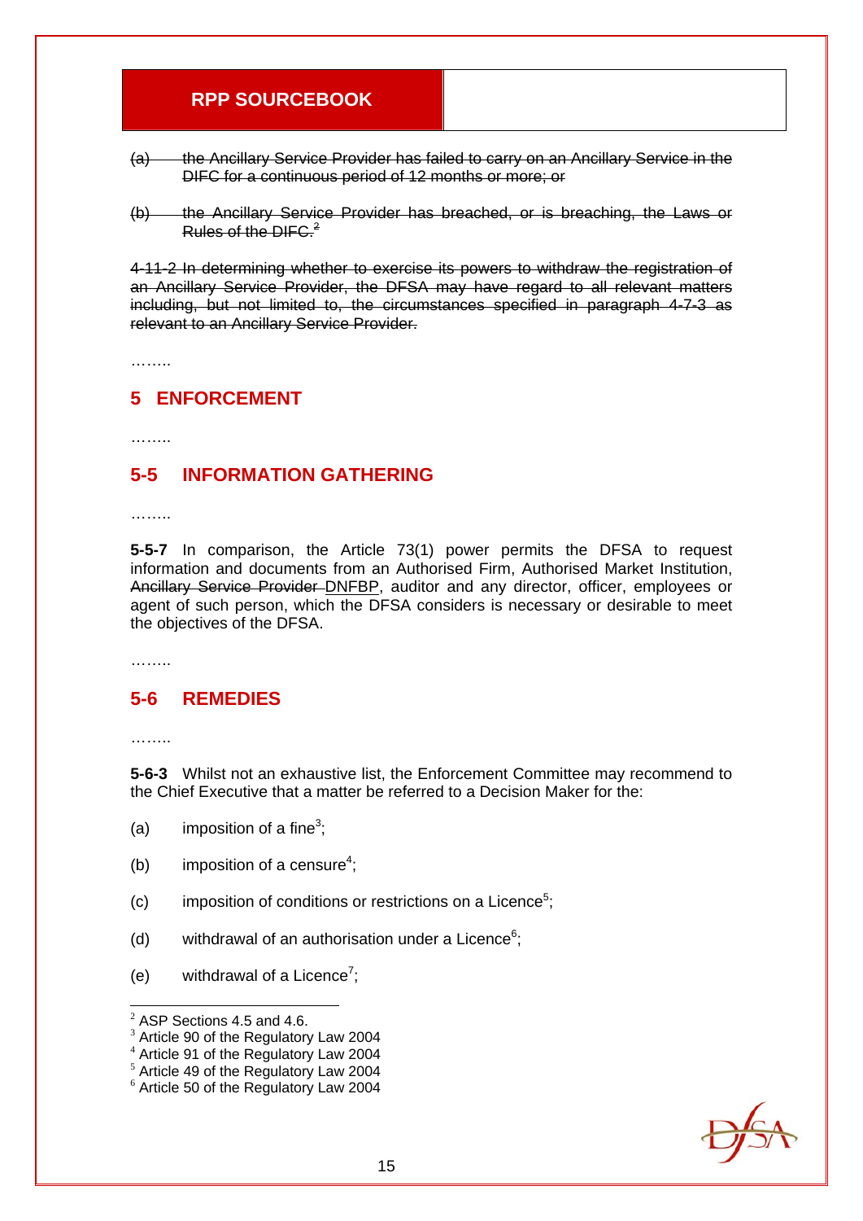~~(a) the Ancillary Service Provider has failed to carry on an Ancillary Service in the DIFC for a continuous period of 12 months or more; or~~

~~(b) the Ancillary Service Provider has breached, or is breaching, the Laws or Rules of the DIFC.~~[2]

~~4-11-2 In determining whether to exercise its powers to withdraw the registration of an Ancillary Service Provider, the DFSA may have regard to all relevant matters including, but not limited to, the circumstances specified in paragraph 4-7-3 as relevant to an Ancillary Service Provider.~~

……..

## 5 ENFORCEMENT

……..

## 5-5 INFORMATION GATHERING

……..

**5-5-7** In comparison, the Article 73(1) power permits the DFSA to request information and documents from an Authorised Firm, Authorised Market Institution, ~~Ancillary Service Provider~~ <u>DNFBP</u>, auditor and any director, officer, employees or agent of such person, which the DFSA considers is necessary or desirable to meet the objectives of the DFSA.

……..

## 5-6 REMEDIES

……..

**5-6-3** Whilst not an exhaustive list, the Enforcement Committee may recommend to the Chief Executive that a matter be referred to a Decision Maker for the:

(a) imposition of a fine[3];

(b) imposition of a censure[4];

(c) imposition of conditions or restrictions on a Licence[5];

(d) withdrawal of an authorisation under a Licence[6];

(e) withdrawal of a Licence[7];

---

[2] ASP Sections 4.5 and 4.6.
[3] Article 90 of the Regulatory Law 2004
[4] Article 91 of the Regulatory Law 2004
[5] Article 49 of the Regulatory Law 2004
[6] Article 50 of the Regulatory Law 2004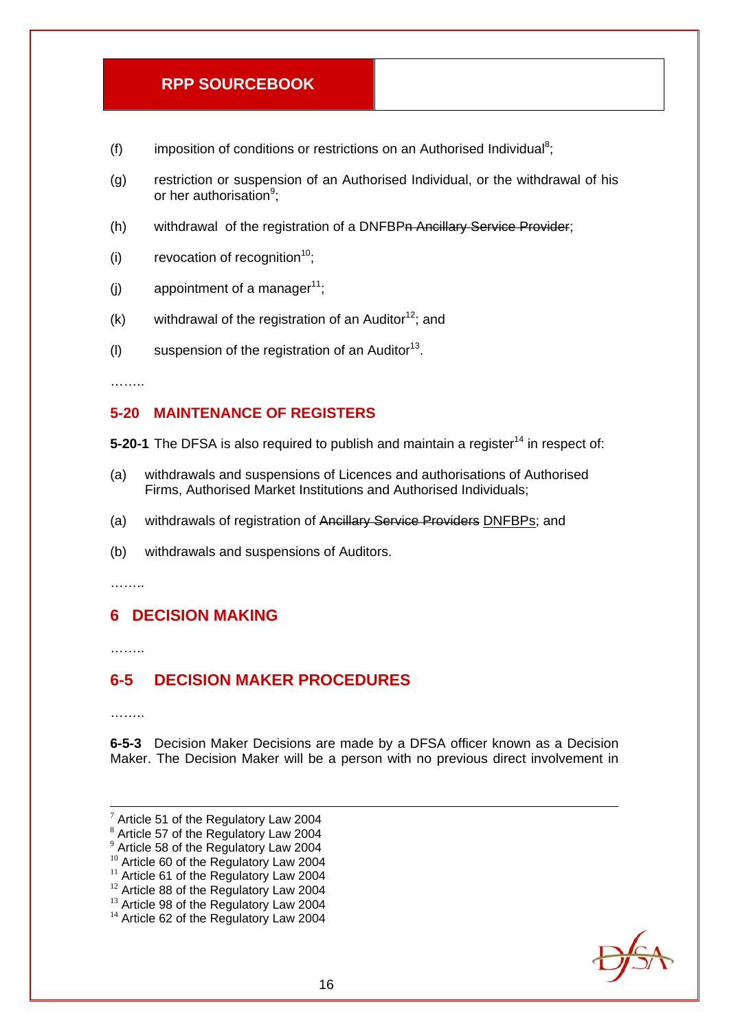(f) imposition of conditions or restrictions on an Authorised Individual[8];

(g) restriction or suspension of an Authorised Individual, or the withdrawal of his or her authorisation[9];

(h) withdrawal of the registration of a DNFBP~~n Ancillary Service Provider~~;

(i) revocation of recognition[10];

(j) appointment of a manager[11];

(k) withdrawal of the registration of an Auditor[12]; and

(l) suspension of the registration of an Auditor[13].

……..

## 5-20 MAINTENANCE OF REGISTERS

**5-20-1** The DFSA is also required to publish and maintain a register[14] in respect of:

(a) withdrawals and suspensions of Licences and authorisations of Authorised Firms, Authorised Market Institutions and Authorised Individuals;

(a) withdrawals of registration of ~~Ancillary Service Providers~~ DNFBPs; and

(b) withdrawals and suspensions of Auditors.

……..

# 6 DECISION MAKING

……..

## 6-5 DECISION MAKER PROCEDURES

……..

**6-5-3** Decision Maker Decisions are made by a DFSA officer known as a Decision Maker. The Decision Maker will be a person with no previous direct involvement in

---

[7] Article 51 of the Regulatory Law 2004
[8] Article 57 of the Regulatory Law 2004
[9] Article 58 of the Regulatory Law 2004
[10] Article 60 of the Regulatory Law 2004
[11] Article 61 of the Regulatory Law 2004
[12] Article 88 of the Regulatory Law 2004
[13] Article 98 of the Regulatory Law 2004
[14] Article 62 of the Regulatory Law 2004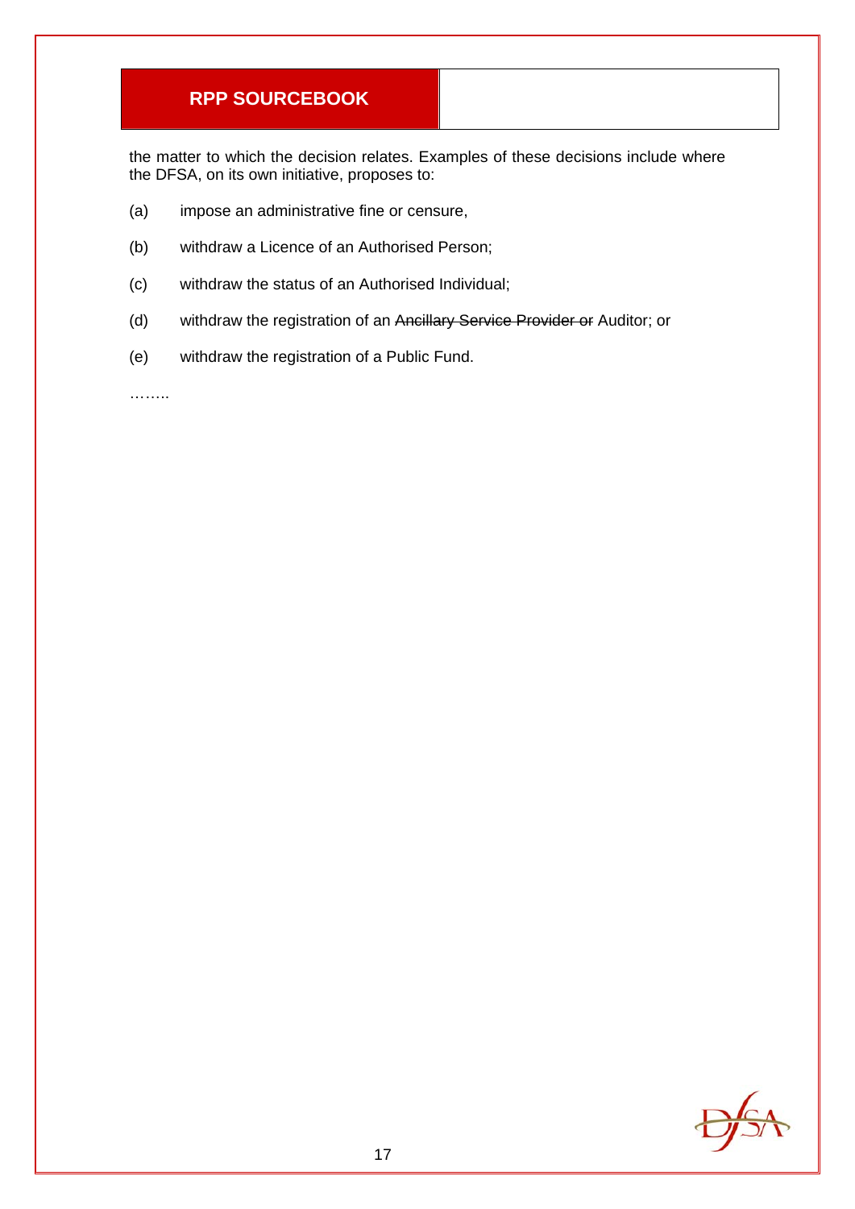the matter to which the decision relates. Examples of these decisions include where the DFSA, on its own initiative, proposes to:

(a) impose an administrative fine or censure,

(b) withdraw a Licence of an Authorised Person;

(c) withdraw the status of an Authorised Individual;

(d) withdraw the registration of an ~~Ancillary Service Provider or~~ Auditor; or

(e) withdraw the registration of a Public Fund.

……..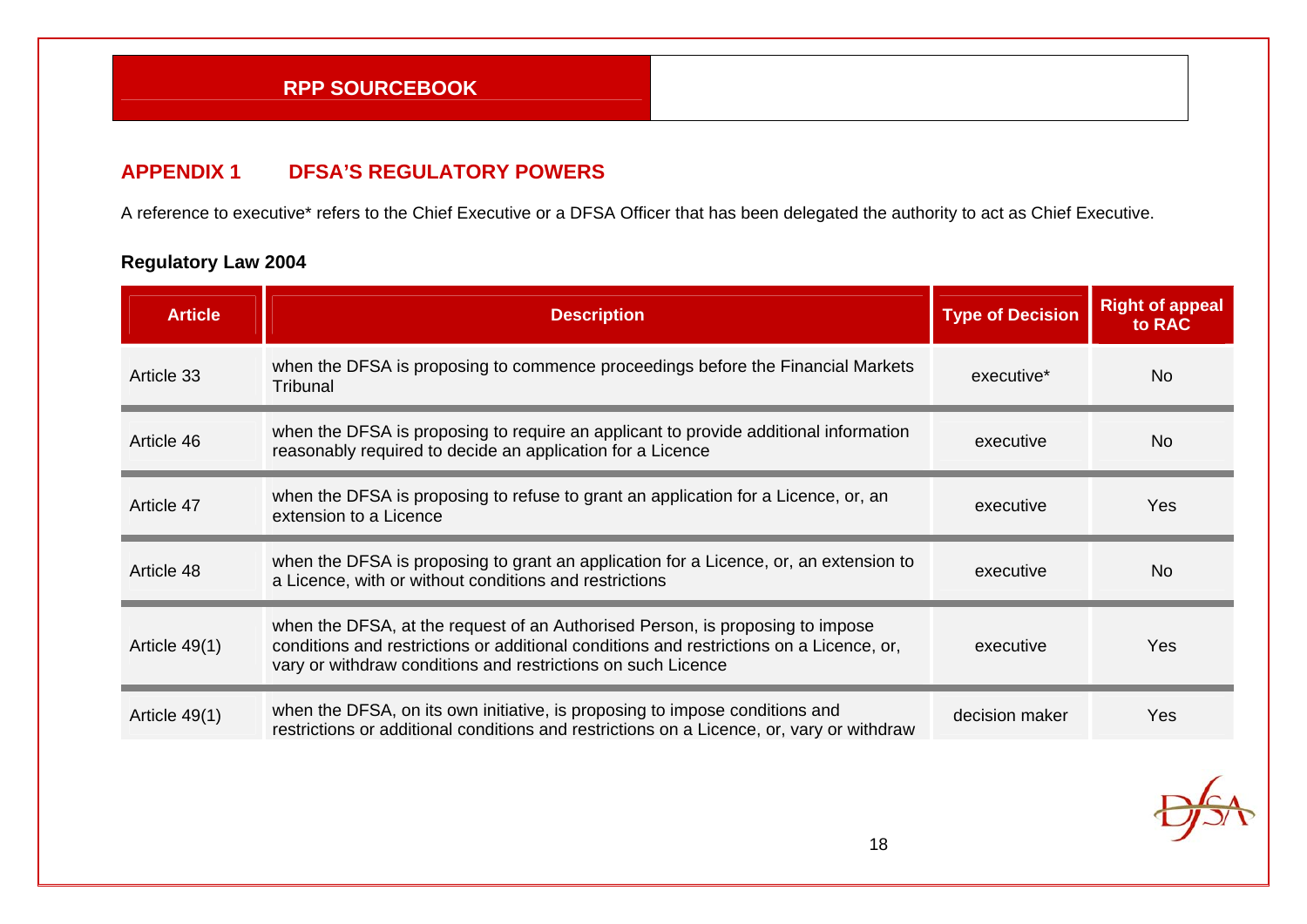## APPENDIX 1 DFSA'S REGULATORY POWERS

A reference to executive* refers to the Chief Executive or a DFSA Officer that has been delegated the authority to act as Chief Executive.

### Regulatory Law 2004

| Article | Description | Type of Decision | Right of appeal to RAC |
|---|---|---|---|
| Article 33 | when the DFSA is proposing to commence proceedings before the Financial Markets Tribunal | executive* | No |
| Article 46 | when the DFSA is proposing to require an applicant to provide additional information reasonably required to decide an application for a Licence | executive | No |
| Article 47 | when the DFSA is proposing to refuse to grant an application for a Licence, or, an extension to a Licence | executive | Yes |
| Article 48 | when the DFSA is proposing to grant an application for a Licence, or, an extension to a Licence, with or without conditions and restrictions | executive | No |
| Article 49(1) | when the DFSA, at the request of an Authorised Person, is proposing to impose conditions and restrictions or additional conditions and restrictions on a Licence, or, vary or withdraw conditions and restrictions on such Licence | executive | Yes |
| Article 49(1) | when the DFSA, on its own initiative, is proposing to impose conditions and restrictions or additional conditions and restrictions on a Licence, or, vary or withdraw | decision maker | Yes |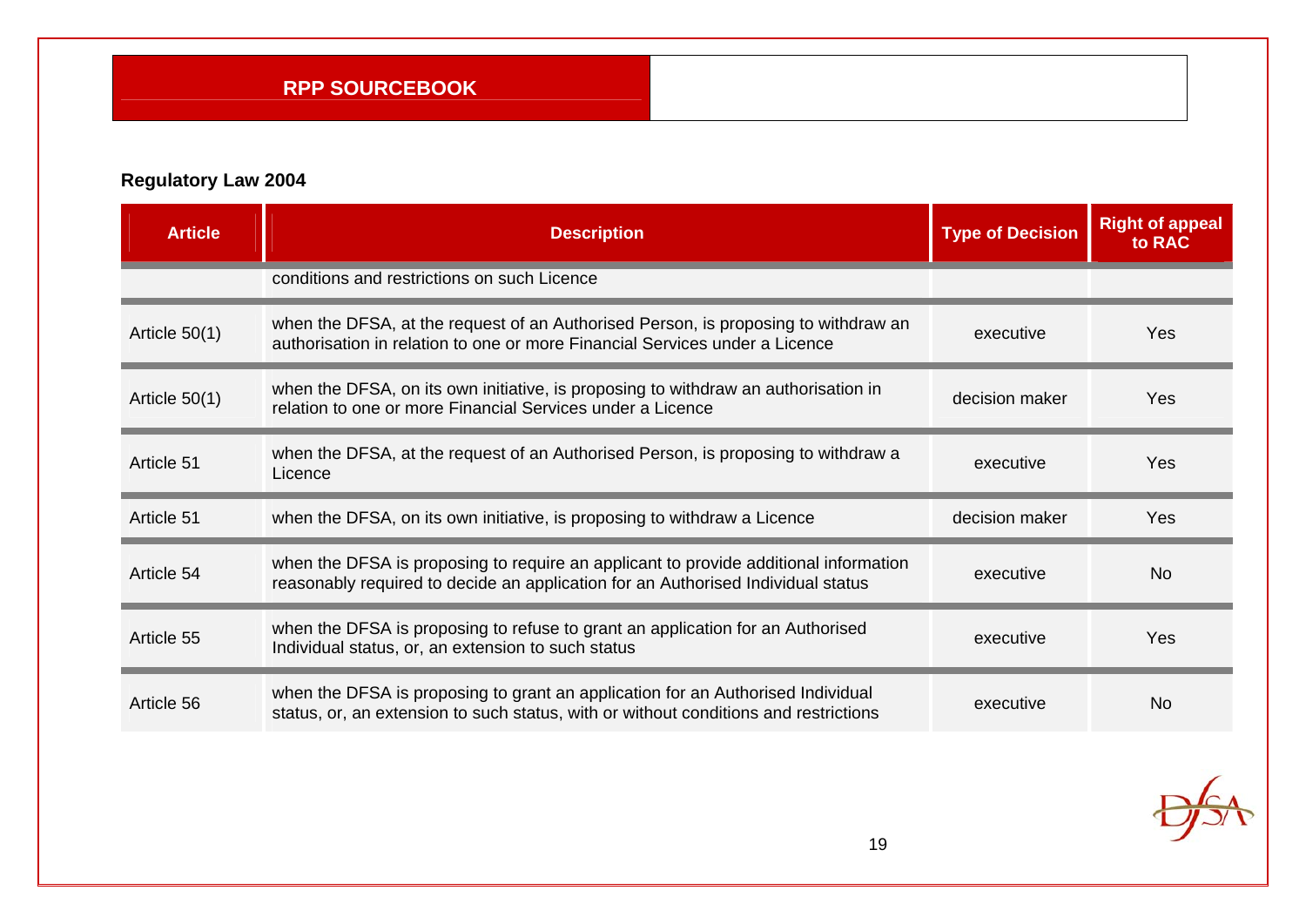## Regulatory Law 2004

| Article | Description | Type of Decision | Right of appeal to RAC |
|---|---|---|---|
| | conditions and restrictions on such Licence | | |
| Article 50(1) | when the DFSA, at the request of an Authorised Person, is proposing to withdraw an authorisation in relation to one or more Financial Services under a Licence | executive | Yes |
| Article 50(1) | when the DFSA, on its own initiative, is proposing to withdraw an authorisation in relation to one or more Financial Services under a Licence | decision maker | Yes |
| Article 51 | when the DFSA, at the request of an Authorised Person, is proposing to withdraw a Licence | executive | Yes |
| Article 51 | when the DFSA, on its own initiative, is proposing to withdraw a Licence | decision maker | Yes |
| Article 54 | when the DFSA is proposing to require an applicant to provide additional information reasonably required to decide an application for an Authorised Individual status | executive | No |
| Article 55 | when the DFSA is proposing to refuse to grant an application for an Authorised Individual status, or, an extension to such status | executive | Yes |
| Article 56 | when the DFSA is proposing to grant an application for an Authorised Individual status, or, an extension to such status, with or without conditions and restrictions | executive | No |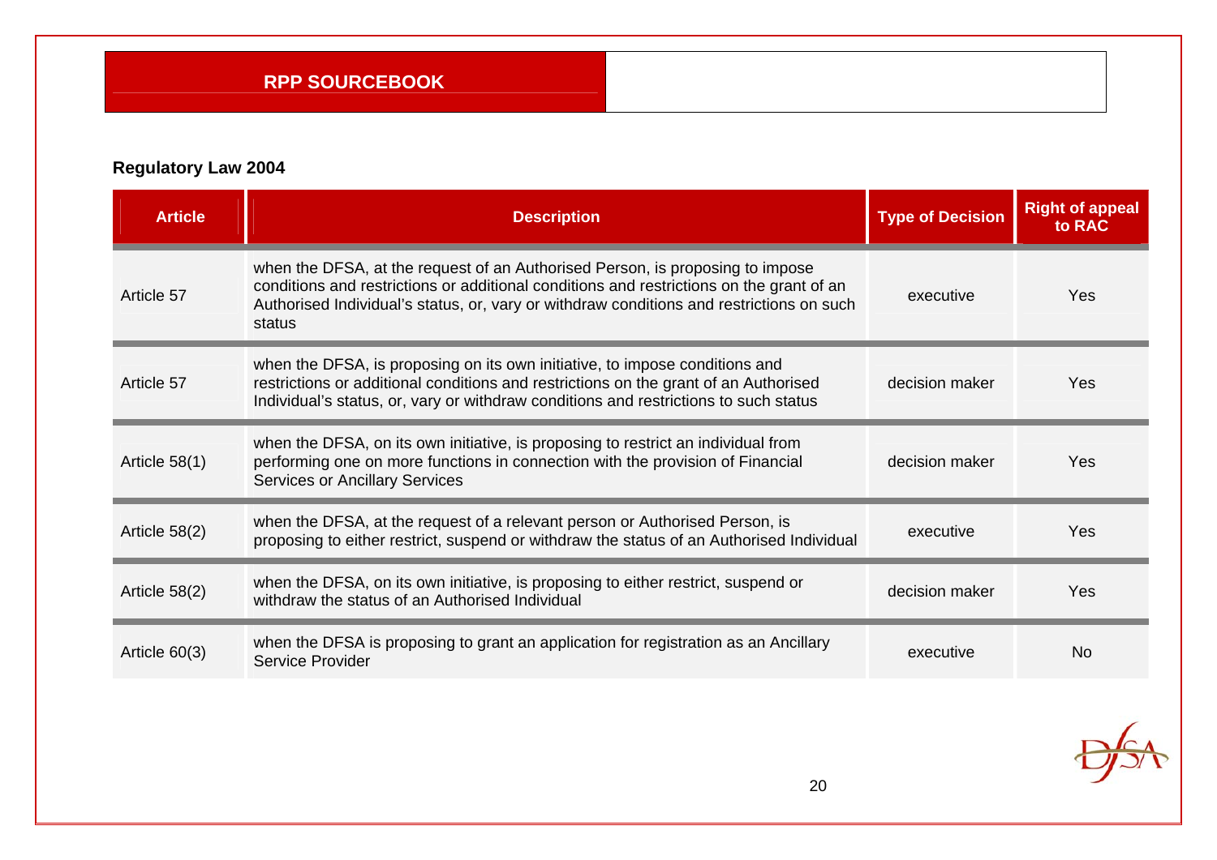**RPP SOURCEBOOK**

**Regulatory Law 2004**

| Article | Description | Type of Decision | Right of appeal to RAC |
|---|---|---|---|
| Article 57 | when the DFSA, at the request of an Authorised Person, is proposing to impose conditions and restrictions or additional conditions and restrictions on the grant of an Authorised Individual's status, or, vary or withdraw conditions and restrictions on such status | executive | Yes |
| Article 57 | when the DFSA, is proposing on its own initiative, to impose conditions and restrictions or additional conditions and restrictions on the grant of an Authorised Individual's status, or, vary or withdraw conditions and restrictions to such status | decision maker | Yes |
| Article 58(1) | when the DFSA, on its own initiative, is proposing to restrict an individual from performing one on more functions in connection with the provision of Financial Services or Ancillary Services | decision maker | Yes |
| Article 58(2) | when the DFSA, at the request of a relevant person or Authorised Person, is proposing to either restrict, suspend or withdraw the status of an Authorised Individual | executive | Yes |
| Article 58(2) | when the DFSA, on its own initiative, is proposing to either restrict, suspend or withdraw the status of an Authorised Individual | decision maker | Yes |
| Article 60(3) | when the DFSA is proposing to grant an application for registration as an Ancillary Service Provider | executive | No |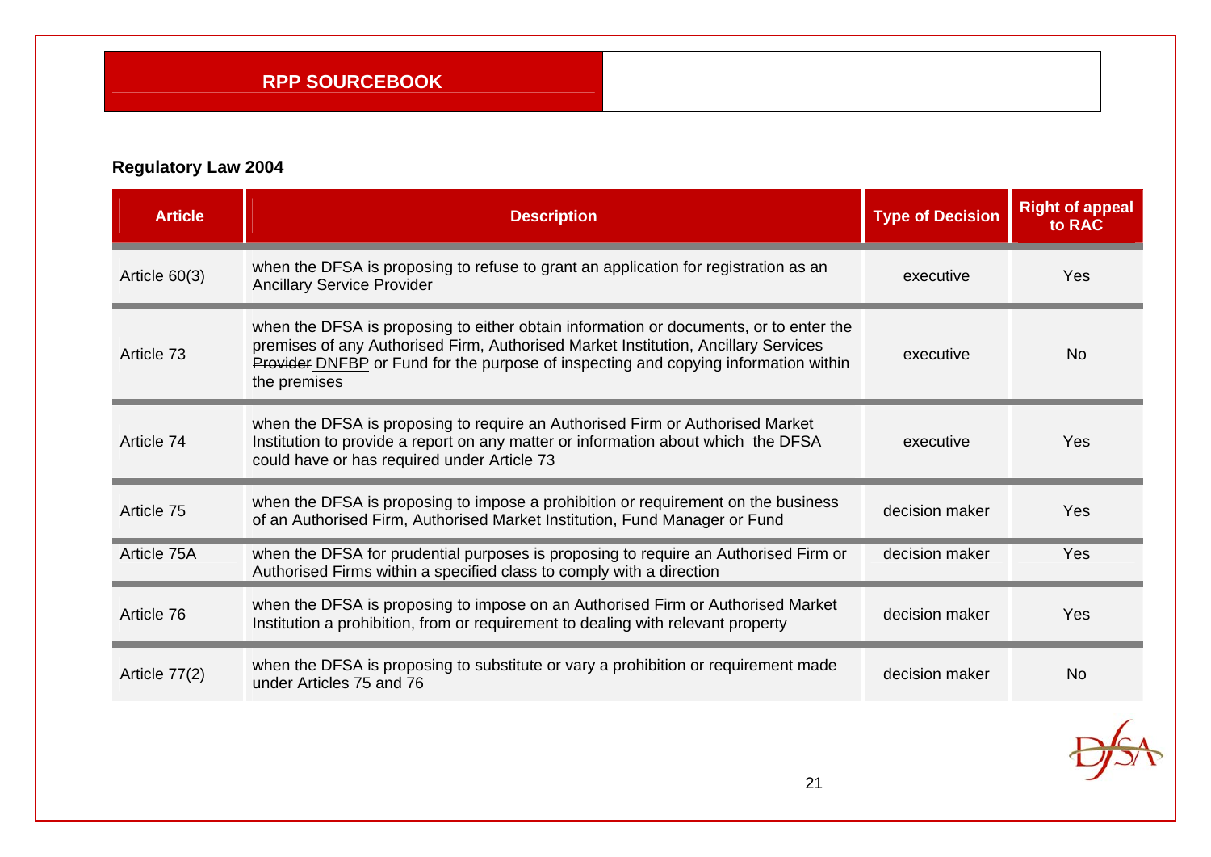## Regulatory Law 2004

| Article | Description | Type of Decision | Right of appeal to RAC |
|---|---|---|---|
| Article 60(3) | when the DFSA is proposing to refuse to grant an application for registration as an Ancillary Service Provider | executive | Yes |
| Article 73 | when the DFSA is proposing to either obtain information or documents, or to enter the premises of any Authorised Firm, Authorised Market Institution, ~~Ancillary Services Provider~~ DNFBP or Fund for the purpose of inspecting and copying information within the premises | executive | No |
| Article 74 | when the DFSA is proposing to require an Authorised Firm or Authorised Market Institution to provide a report on any matter or information about which the DFSA could have or has required under Article 73 | executive | Yes |
| Article 75 | when the DFSA is proposing to impose a prohibition or requirement on the business of an Authorised Firm, Authorised Market Institution, Fund Manager or Fund | decision maker | Yes |
| Article 75A | when the DFSA for prudential purposes is proposing to require an Authorised Firm or Authorised Firms within a specified class to comply with a direction | decision maker | Yes |
| Article 76 | when the DFSA is proposing to impose on an Authorised Firm or Authorised Market Institution a prohibition, from or requirement to dealing with relevant property | decision maker | Yes |
| Article 77(2) | when the DFSA is proposing to substitute or vary a prohibition or requirement made under Articles 75 and 76 | decision maker | No |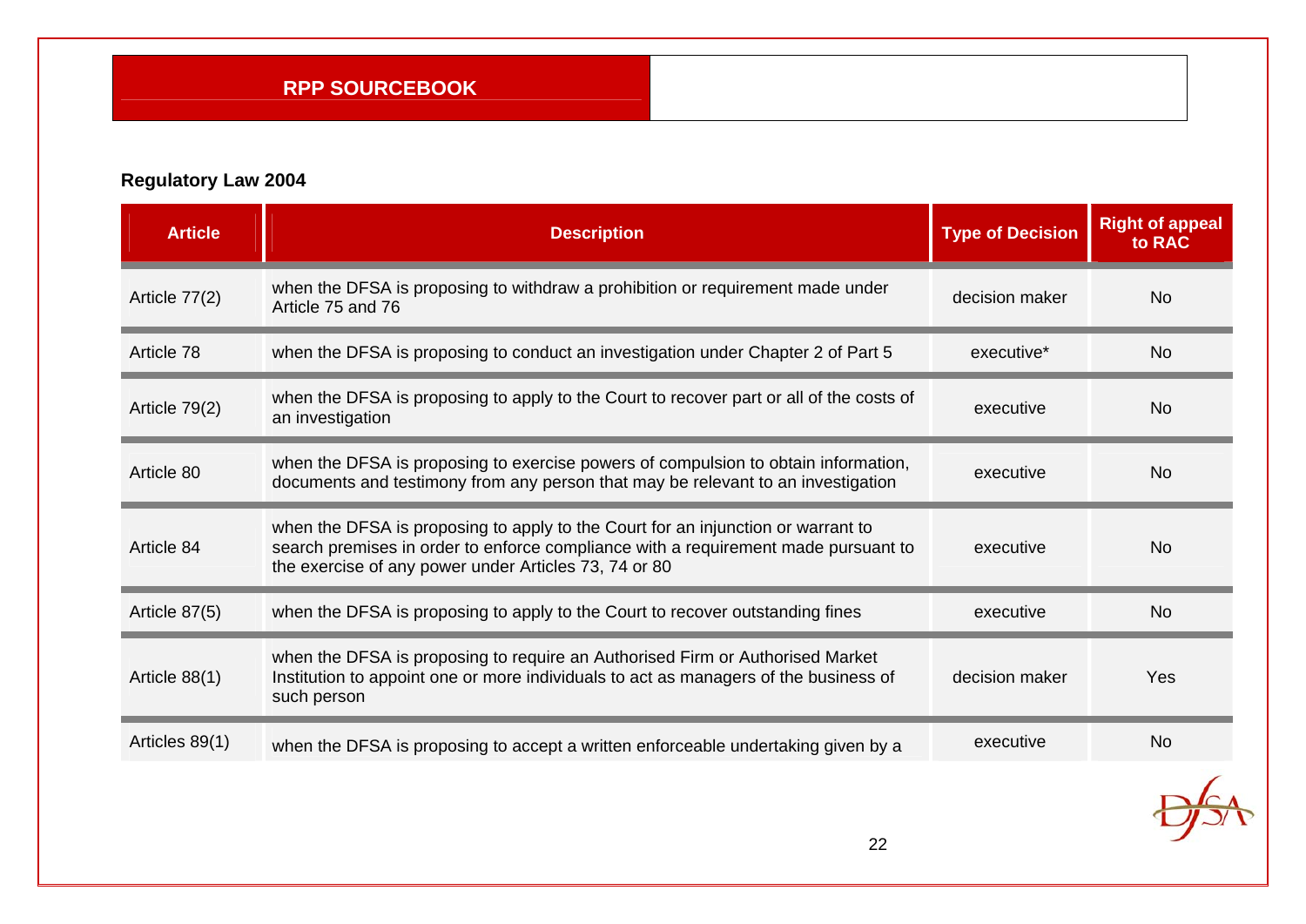**RPP SOURCEBOOK**

**Regulatory Law 2004**

| Article | Description | Type of Decision | Right of appeal to RAC |
|---|---|---|---|
| Article 77(2) | when the DFSA is proposing to withdraw a prohibition or requirement made under Article 75 and 76 | decision maker | No |
| Article 78 | when the DFSA is proposing to conduct an investigation under Chapter 2 of Part 5 | executive* | No |
| Article 79(2) | when the DFSA is proposing to apply to the Court to recover part or all of the costs of an investigation | executive | No |
| Article 80 | when the DFSA is proposing to exercise powers of compulsion to obtain information, documents and testimony from any person that may be relevant to an investigation | executive | No |
| Article 84 | when the DFSA is proposing to apply to the Court for an injunction or warrant to search premises in order to enforce compliance with a requirement made pursuant to the exercise of any power under Articles 73, 74 or 80 | executive | No |
| Article 87(5) | when the DFSA is proposing to apply to the Court to recover outstanding fines | executive | No |
| Article 88(1) | when the DFSA is proposing to require an Authorised Firm or Authorised Market Institution to appoint one or more individuals to act as managers of the business of such person | decision maker | Yes |
| Articles 89(1) | when the DFSA is proposing to accept a written enforceable undertaking given by a | executive | No |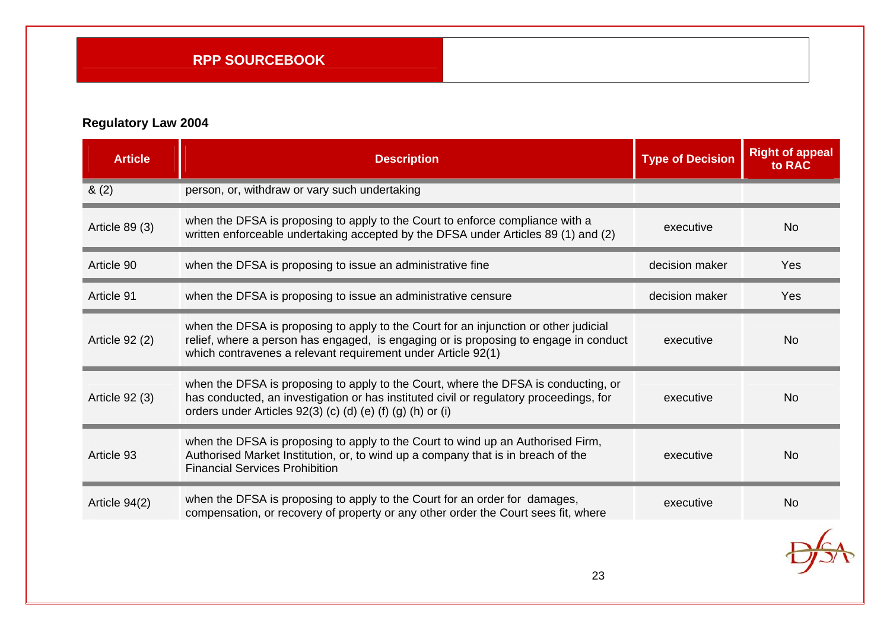## Regulatory Law 2004

| Article | Description | Type of Decision | Right of appeal to RAC |
|---|---|---|---|
| & (2) | person, or, withdraw or vary such undertaking | | |
| Article 89 (3) | when the DFSA is proposing to apply to the Court to enforce compliance with a written enforceable undertaking accepted by the DFSA under Articles 89 (1) and (2) | executive | No |
| Article 90 | when the DFSA is proposing to issue an administrative fine | decision maker | Yes |
| Article 91 | when the DFSA is proposing to issue an administrative censure | decision maker | Yes |
| Article 92 (2) | when the DFSA is proposing to apply to the Court for an injunction or other judicial relief, where a person has engaged, is engaging or is proposing to engage in conduct which contravenes a relevant requirement under Article 92(1) | executive | No |
| Article 92 (3) | when the DFSA is proposing to apply to the Court, where the DFSA is conducting, or has conducted, an investigation or has instituted civil or regulatory proceedings, for orders under Articles 92(3) (c) (d) (e) (f) (g) (h) or (i) | executive | No |
| Article 93 | when the DFSA is proposing to apply to the Court to wind up an Authorised Firm, Authorised Market Institution, or, to wind up a company that is in breach of the Financial Services Prohibition | executive | No |
| Article 94(2) | when the DFSA is proposing to apply to the Court for an order for damages, compensation, or recovery of property or any other order the Court sees fit, where | executive | No |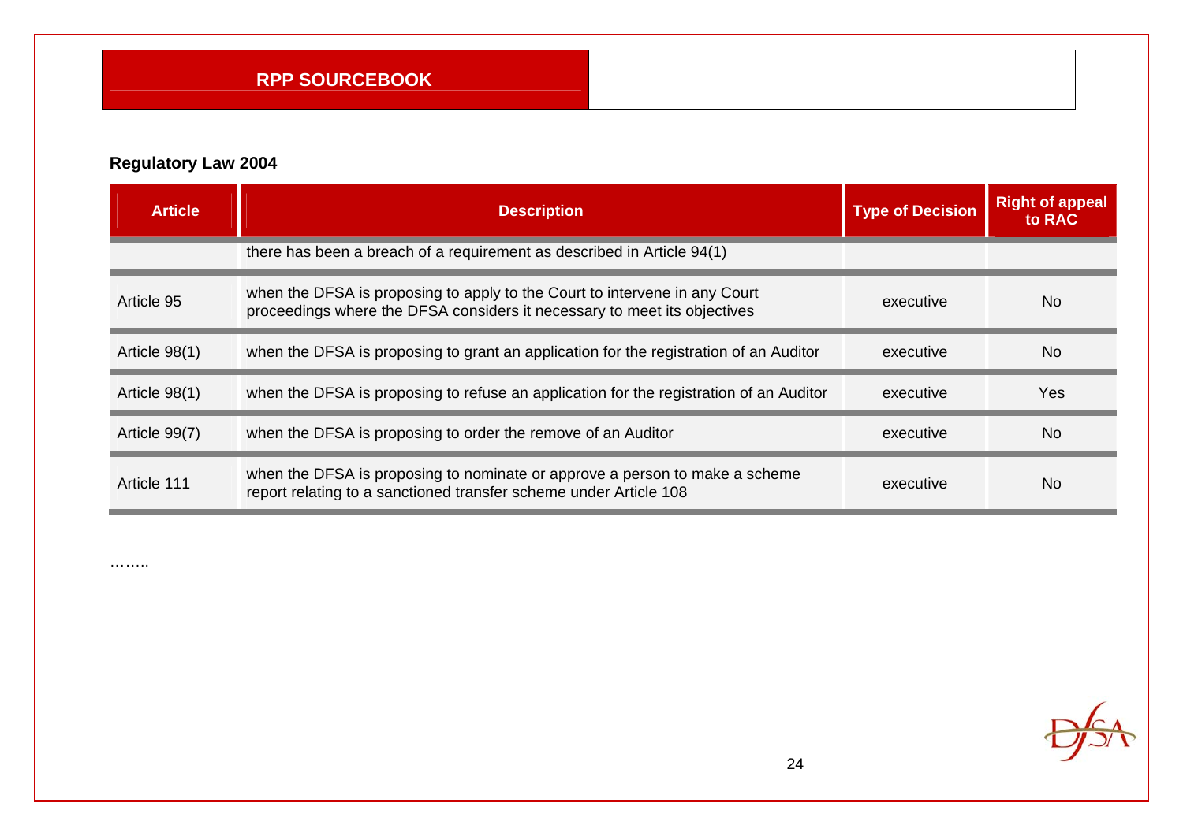**RPP SOURCEBOOK**

**Regulatory Law 2004**

| Article | Description | Type of Decision | Right of appeal to RAC |
|---|---|---|---|
| | there has been a breach of a requirement as described in Article 94(1) | | |
| Article 95 | when the DFSA is proposing to apply to the Court to intervene in any Court proceedings where the DFSA considers it necessary to meet its objectives | executive | No |
| Article 98(1) | when the DFSA is proposing to grant an application for the registration of an Auditor | executive | No |
| Article 98(1) | when the DFSA is proposing to refuse an application for the registration of an Auditor | executive | Yes |
| Article 99(7) | when the DFSA is proposing to order the remove of an Auditor | executive | No |
| Article 111 | when the DFSA is proposing to nominate or approve a person to make a scheme report relating to a sanctioned transfer scheme under Article 108 | executive | No |

……..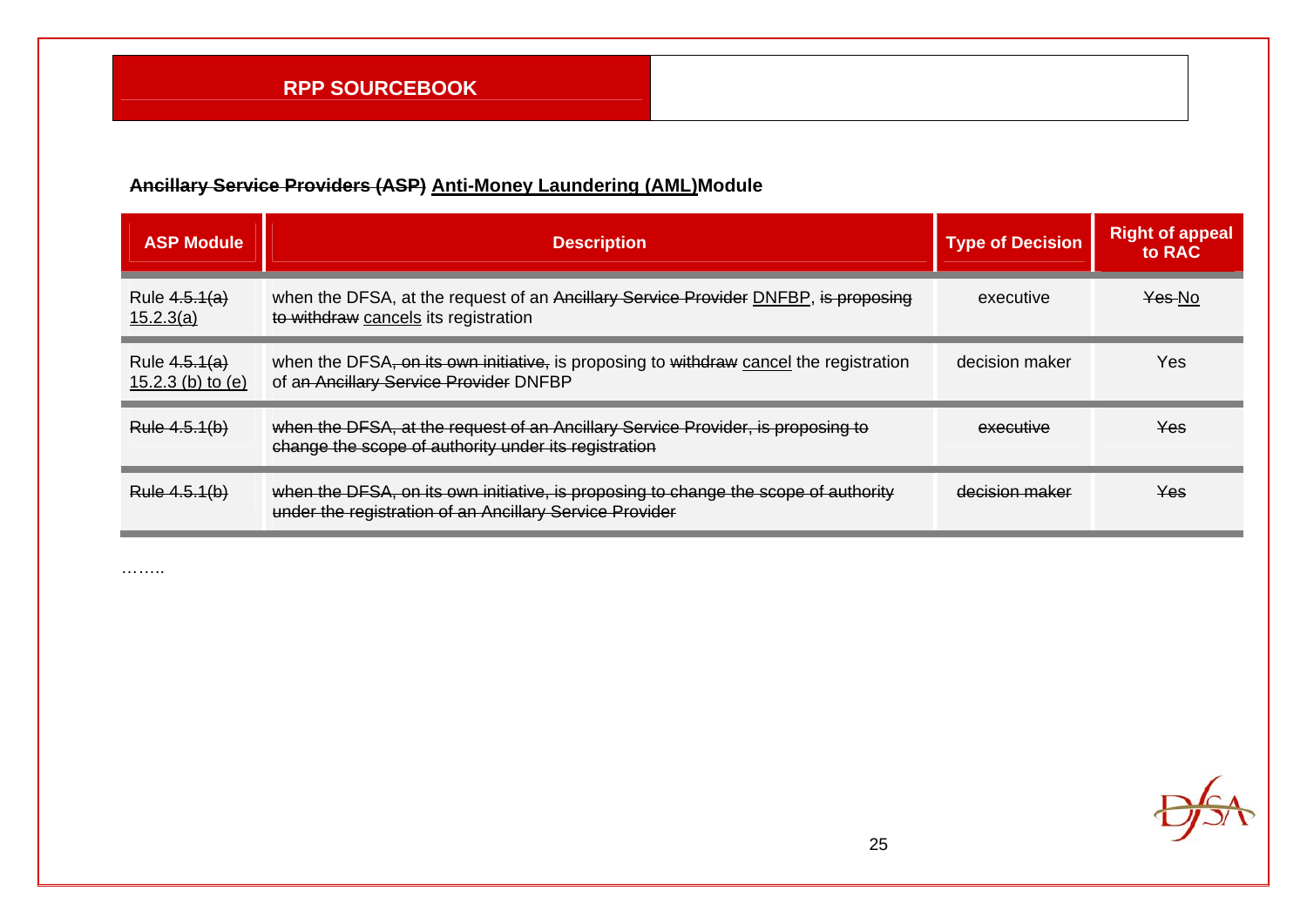**~~Ancillary Service Providers (ASP)~~ <u>Anti-Money Laundering (AML)</u>Module**

| ASP Module | Description | Type of Decision | Right of appeal to RAC |
|---|---|---|---|
| Rule ~~4.5.1(a)~~ <u>15.2.3(a)</u> | when the DFSA, at the request of an ~~Ancillary Service Provider~~ <u>DNFBP</u>, ~~is proposing to withdraw~~ <u>cancels</u> its registration | executive | ~~Yes~~ <u>No</u> |
| Rule ~~4.5.1(a)~~ <u>15.2.3 (b) to (e)</u> | when the DFSA~~, on its own initiative,~~ is proposing to ~~withdraw~~ <u>cancel</u> the registration of a~~n Ancillary Service Provider~~ DNFBP | decision maker | Yes |
| ~~Rule 4.5.1(b)~~ | ~~when the DFSA, at the request of an Ancillary Service Provider, is proposing to change the scope of authority under its registration~~ | ~~executive~~ | ~~Yes~~ |
| ~~Rule 4.5.1(b)~~ | ~~when the DFSA, on its own initiative, is proposing to change the scope of authority under the registration of an Ancillary Service Provider~~ | ~~decision maker~~ | ~~Yes~~ |

……..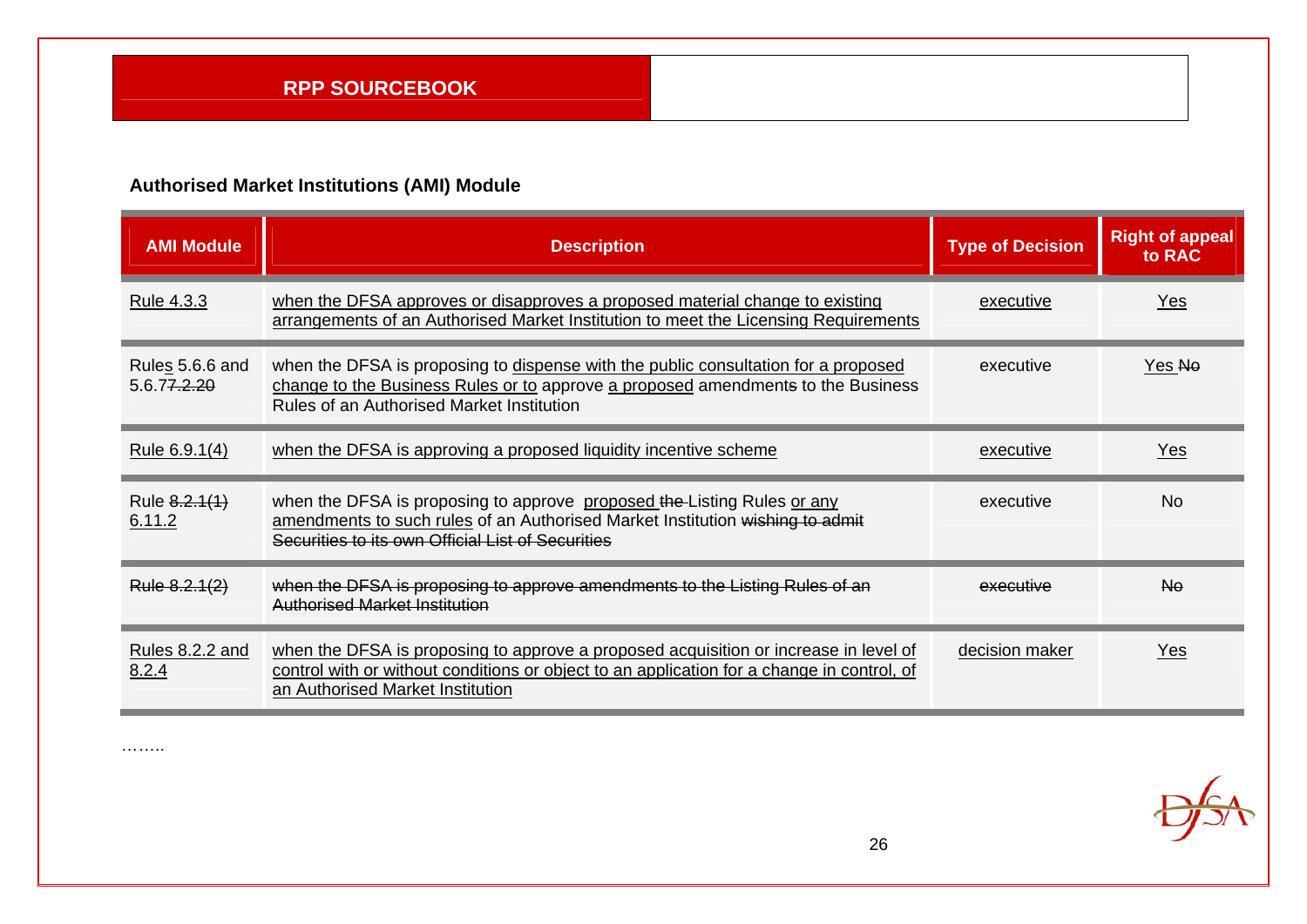## RPP SOURCEBOOK

### Authorised Market Institutions (AMI) Module

| AMI Module | Description | Type of Decision | Right of appeal to RAC |
|---|---|---|---|
| Rule 4.3.3 | when the DFSA approves or disapproves a proposed material change to existing arrangements of an Authorised Market Institution to meet the Licensing Requirements | executive | Yes |
| Rules 5.6.6 and 5.6.7~~7.2.20~~ | when the DFSA is proposing to dispense with the public consultation for a proposed change to the Business Rules or to approve a proposed amendment~~s~~ to the Business Rules of an Authorised Market Institution | executive | Yes ~~No~~ |
| Rule 6.9.1(4) | when the DFSA is approving a proposed liquidity incentive scheme | executive | Yes |
| Rule ~~8.2.1(1)~~ 6.11.2 | when the DFSA is proposing to approve proposed ~~the~~ Listing Rules or any amendments to such rules of an Authorised Market Institution ~~wishing to admit Securities to its own Official List of Securities~~ | executive | No |
| ~~Rule 8.2.1(2)~~ | ~~when the DFSA is proposing to approve amendments to the Listing Rules of an Authorised Market Institution~~ | ~~executive~~ | ~~No~~ |
| Rules 8.2.2 and 8.2.4 | when the DFSA is proposing to approve a proposed acquisition or increase in level of control with or without conditions or object to an application for a change in control, of an Authorised Market Institution | decision maker | Yes |

……..